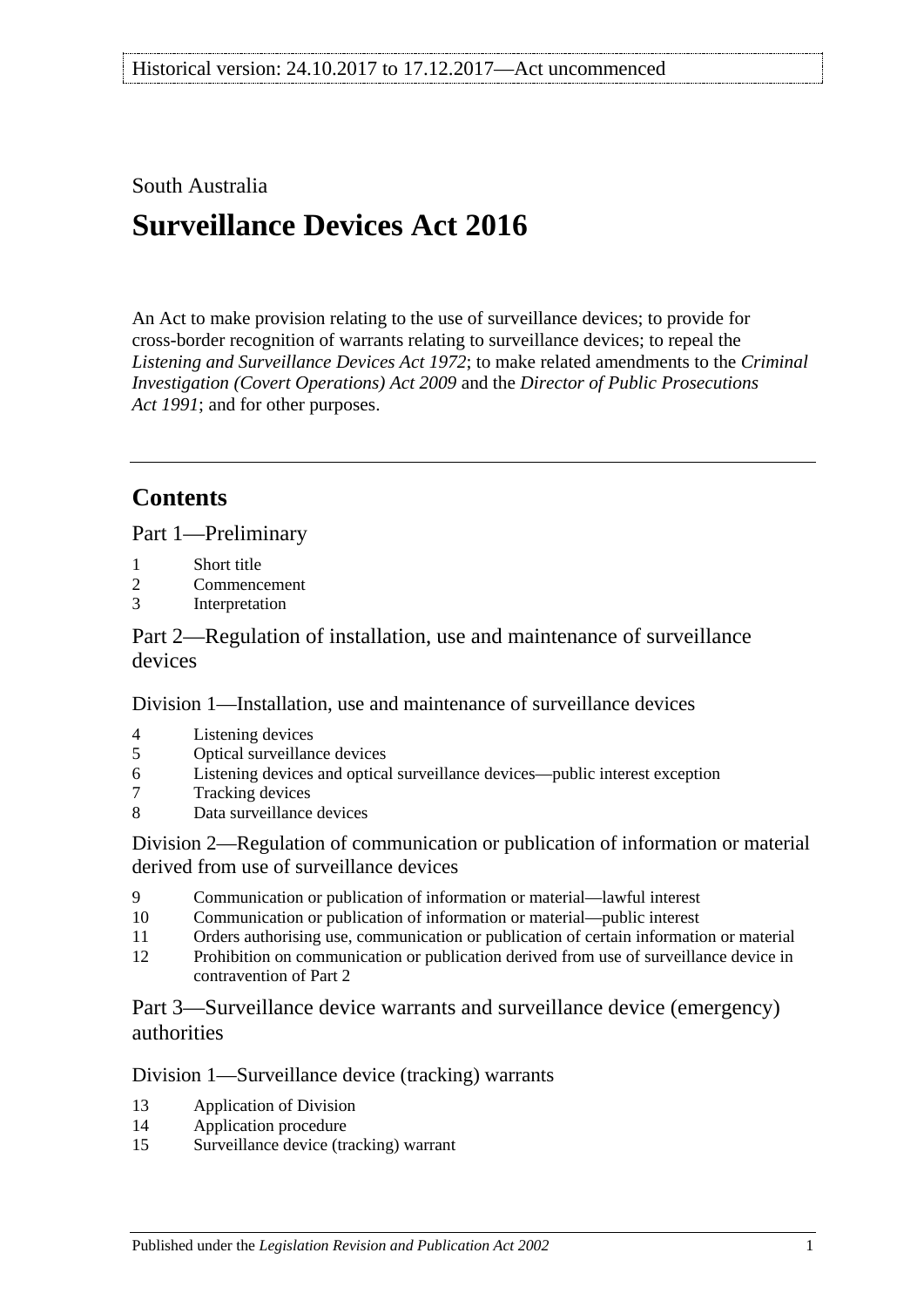Historical version: 24.10.2017 to 17.12.2017—Act uncommenced

South Australia

# Surveillance Devices Act 2016

An Act to make provision relating to the use of surveillance devices; to provide for cross-border recognition of warrants relating to surveillance devices; to repeal the *Listening and Surveillance Devices Act 1972*; to make related amendments to the *Criminal Investigation (Covert Operations) Act 2009* and the *Director of Public Prosecutions Act 1991*; and for other purposes.

## Contents

Part 1—Preliminary

1 Short title
2 Commencement
3 Interpretation

Part 2—Regulation of installation, use and maintenance of surveillance devices

Division 1—Installation, use and maintenance of surveillance devices

4 Listening devices
5 Optical surveillance devices
6 Listening devices and optical surveillance devices—public interest exception
7 Tracking devices
8 Data surveillance devices

Division 2—Regulation of communication or publication of information or material derived from use of surveillance devices

9 Communication or publication of information or material—lawful interest
10 Communication or publication of information or material—public interest
11 Orders authorising use, communication or publication of certain information or material
12 Prohibition on communication or publication derived from use of surveillance device in contravention of Part 2

Part 3—Surveillance device warrants and surveillance device (emergency) authorities

Division 1—Surveillance device (tracking) warrants

13 Application of Division
14 Application procedure
15 Surveillance device (tracking) warrant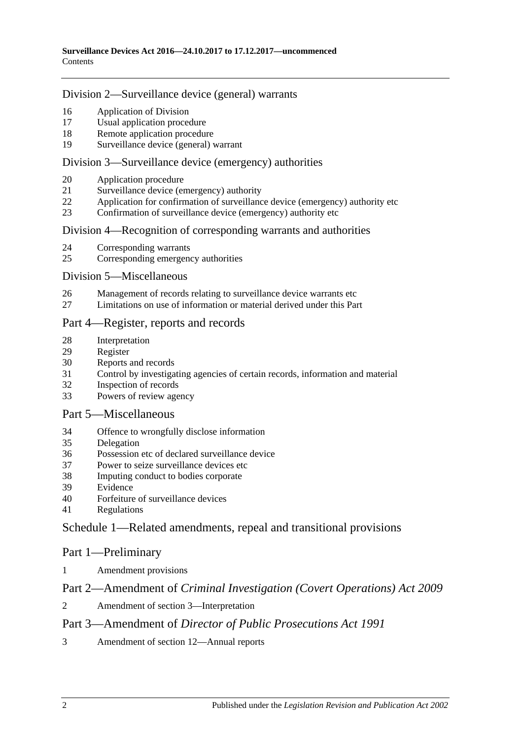## Division 2—Surveillance device (general) warrants

16 Application of Division
17 Usual application procedure
18 Remote application procedure
19 Surveillance device (general) warrant

## Division 3—Surveillance device (emergency) authorities

20 Application procedure
21 Surveillance device (emergency) authority
22 Application for confirmation of surveillance device (emergency) authority etc
23 Confirmation of surveillance device (emergency) authority etc

## Division 4—Recognition of corresponding warrants and authorities

24 Corresponding warrants
25 Corresponding emergency authorities

## Division 5—Miscellaneous

26 Management of records relating to surveillance device warrants etc
27 Limitations on use of information or material derived under this Part

## Part 4—Register, reports and records

28 Interpretation
29 Register
30 Reports and records
31 Control by investigating agencies of certain records, information and material
32 Inspection of records
33 Powers of review agency

## Part 5—Miscellaneous

34 Offence to wrongfully disclose information
35 Delegation
36 Possession etc of declared surveillance device
37 Power to seize surveillance devices etc
38 Imputing conduct to bodies corporate
39 Evidence
40 Forfeiture of surveillance devices
41 Regulations

## Schedule 1—Related amendments, repeal and transitional provisions

## Part 1—Preliminary

1 Amendment provisions

## Part 2—Amendment of *Criminal Investigation (Covert Operations) Act 2009*

2 Amendment of section 3—Interpretation

## Part 3—Amendment of *Director of Public Prosecutions Act 1991*

3 Amendment of section 12—Annual reports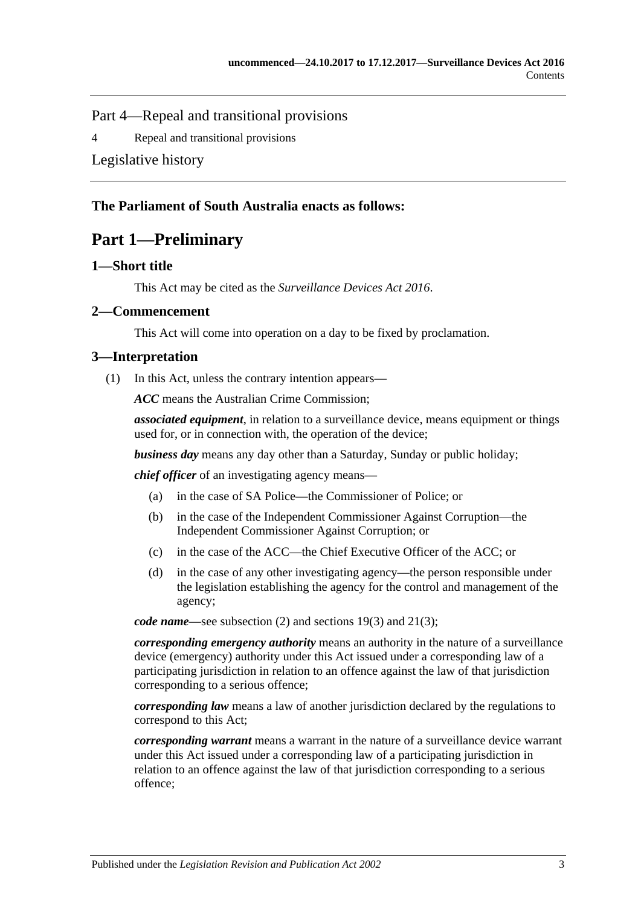Part 4—Repeal and transitional provisions

4 Repeal and transitional provisions

Legislative history

**The Parliament of South Australia enacts as follows:**

# Part 1—Preliminary

## 1—Short title

This Act may be cited as the *Surveillance Devices Act 2016*.

## 2—Commencement

This Act will come into operation on a day to be fixed by proclamation.

## 3—Interpretation

(1) In this Act, unless the contrary intention appears—

***ACC*** means the Australian Crime Commission;

***associated equipment***, in relation to a surveillance device, means equipment or things used for, or in connection with, the operation of the device;

***business day*** means any day other than a Saturday, Sunday or public holiday;

***chief officer*** of an investigating agency means—

(a) in the case of SA Police—the Commissioner of Police; or

(b) in the case of the Independent Commissioner Against Corruption—the Independent Commissioner Against Corruption; or

(c) in the case of the ACC—the Chief Executive Officer of the ACC; or

(d) in the case of any other investigating agency—the person responsible under the legislation establishing the agency for the control and management of the agency;

***code name***—see subsection (2) and sections 19(3) and 21(3);

***corresponding emergency authority*** means an authority in the nature of a surveillance device (emergency) authority under this Act issued under a corresponding law of a participating jurisdiction in relation to an offence against the law of that jurisdiction corresponding to a serious offence;

***corresponding law*** means a law of another jurisdiction declared by the regulations to correspond to this Act;

***corresponding warrant*** means a warrant in the nature of a surveillance device warrant under this Act issued under a corresponding law of a participating jurisdiction in relation to an offence against the law of that jurisdiction corresponding to a serious offence;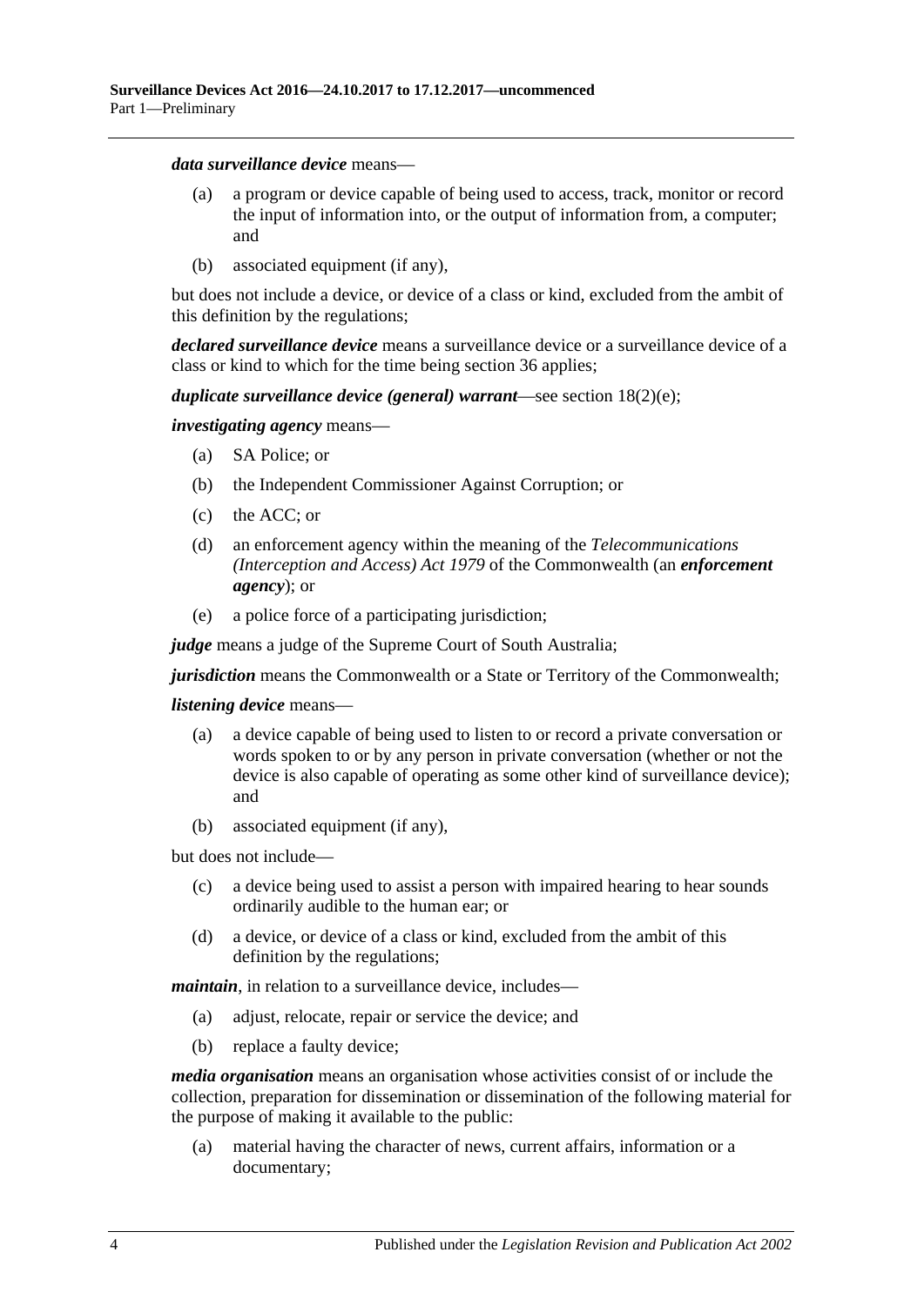***data surveillance device*** means—

(a) a program or device capable of being used to access, track, monitor or record the input of information into, or the output of information from, a computer; and

(b) associated equipment (if any),

but does not include a device, or device of a class or kind, excluded from the ambit of this definition by the regulations;

***declared surveillance device*** means a surveillance device or a surveillance device of a class or kind to which for the time being section 36 applies;

***duplicate surveillance device (general) warrant***—see section 18(2)(e);

***investigating agency*** means—

(a) SA Police; or

(b) the Independent Commissioner Against Corruption; or

(c) the ACC; or

(d) an enforcement agency within the meaning of the *Telecommunications (Interception and Access) Act 1979* of the Commonwealth (an ***enforcement agency***); or

(e) a police force of a participating jurisdiction;

***judge*** means a judge of the Supreme Court of South Australia;

***jurisdiction*** means the Commonwealth or a State or Territory of the Commonwealth;

***listening device*** means—

(a) a device capable of being used to listen to or record a private conversation or words spoken to or by any person in private conversation (whether or not the device is also capable of operating as some other kind of surveillance device); and

(b) associated equipment (if any),

but does not include—

(c) a device being used to assist a person with impaired hearing to hear sounds ordinarily audible to the human ear; or

(d) a device, or device of a class or kind, excluded from the ambit of this definition by the regulations;

***maintain***, in relation to a surveillance device, includes—

(a) adjust, relocate, repair or service the device; and

(b) replace a faulty device;

***media organisation*** means an organisation whose activities consist of or include the collection, preparation for dissemination or dissemination of the following material for the purpose of making it available to the public:

(a) material having the character of news, current affairs, information or a documentary;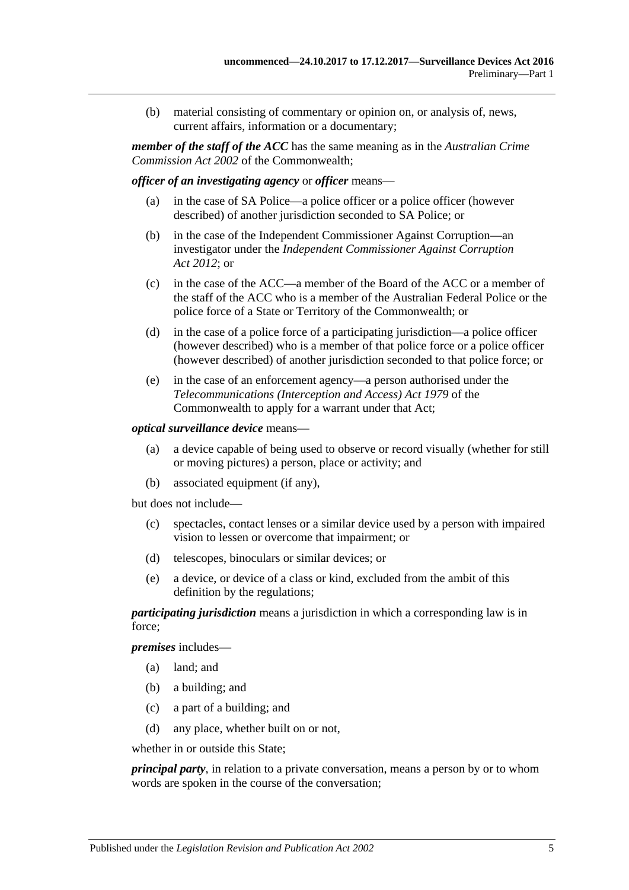(b) material consisting of commentary or opinion on, or analysis of, news, current affairs, information or a documentary;

***member of the staff of the ACC*** has the same meaning as in the *Australian Crime Commission Act 2002* of the Commonwealth;

***officer of an investigating agency*** or ***officer*** means—

(a) in the case of SA Police—a police officer or a police officer (however described) of another jurisdiction seconded to SA Police; or

(b) in the case of the Independent Commissioner Against Corruption—an investigator under the *Independent Commissioner Against Corruption Act 2012*; or

(c) in the case of the ACC—a member of the Board of the ACC or a member of the staff of the ACC who is a member of the Australian Federal Police or the police force of a State or Territory of the Commonwealth; or

(d) in the case of a police force of a participating jurisdiction—a police officer (however described) who is a member of that police force or a police officer (however described) of another jurisdiction seconded to that police force; or

(e) in the case of an enforcement agency—a person authorised under the *Telecommunications (Interception and Access) Act 1979* of the Commonwealth to apply for a warrant under that Act;

***optical surveillance device*** means—

(a) a device capable of being used to observe or record visually (whether for still or moving pictures) a person, place or activity; and

(b) associated equipment (if any),

but does not include—

(c) spectacles, contact lenses or a similar device used by a person with impaired vision to lessen or overcome that impairment; or

(d) telescopes, binoculars or similar devices; or

(e) a device, or device of a class or kind, excluded from the ambit of this definition by the regulations;

***participating jurisdiction*** means a jurisdiction in which a corresponding law is in force;

***premises*** includes—

(a) land; and

(b) a building; and

(c) a part of a building; and

(d) any place, whether built on or not,

whether in or outside this State;

***principal party***, in relation to a private conversation, means a person by or to whom words are spoken in the course of the conversation;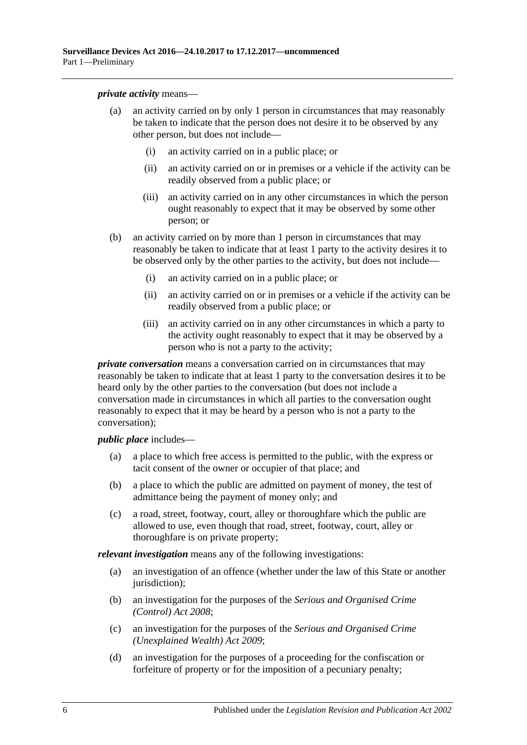***private activity*** means—

- (a) an activity carried on by only 1 person in circumstances that may reasonably be taken to indicate that the person does not desire it to be observed by any other person, but does not include—
  - (i) an activity carried on in a public place; or
  - (ii) an activity carried on or in premises or a vehicle if the activity can be readily observed from a public place; or
  - (iii) an activity carried on in any other circumstances in which the person ought reasonably to expect that it may be observed by some other person; or
- (b) an activity carried on by more than 1 person in circumstances that may reasonably be taken to indicate that at least 1 party to the activity desires it to be observed only by the other parties to the activity, but does not include—
  - (i) an activity carried on in a public place; or
  - (ii) an activity carried on or in premises or a vehicle if the activity can be readily observed from a public place; or
  - (iii) an activity carried on in any other circumstances in which a party to the activity ought reasonably to expect that it may be observed by a person who is not a party to the activity;

***private conversation*** means a conversation carried on in circumstances that may reasonably be taken to indicate that at least 1 party to the conversation desires it to be heard only by the other parties to the conversation (but does not include a conversation made in circumstances in which all parties to the conversation ought reasonably to expect that it may be heard by a person who is not a party to the conversation);

***public place*** includes—

- (a) a place to which free access is permitted to the public, with the express or tacit consent of the owner or occupier of that place; and
- (b) a place to which the public are admitted on payment of money, the test of admittance being the payment of money only; and
- (c) a road, street, footway, court, alley or thoroughfare which the public are allowed to use, even though that road, street, footway, court, alley or thoroughfare is on private property;

***relevant investigation*** means any of the following investigations:

- (a) an investigation of an offence (whether under the law of this State or another jurisdiction);
- (b) an investigation for the purposes of the *Serious and Organised Crime (Control) Act 2008*;
- (c) an investigation for the purposes of the *Serious and Organised Crime (Unexplained Wealth) Act 2009*;
- (d) an investigation for the purposes of a proceeding for the confiscation or forfeiture of property or for the imposition of a pecuniary penalty;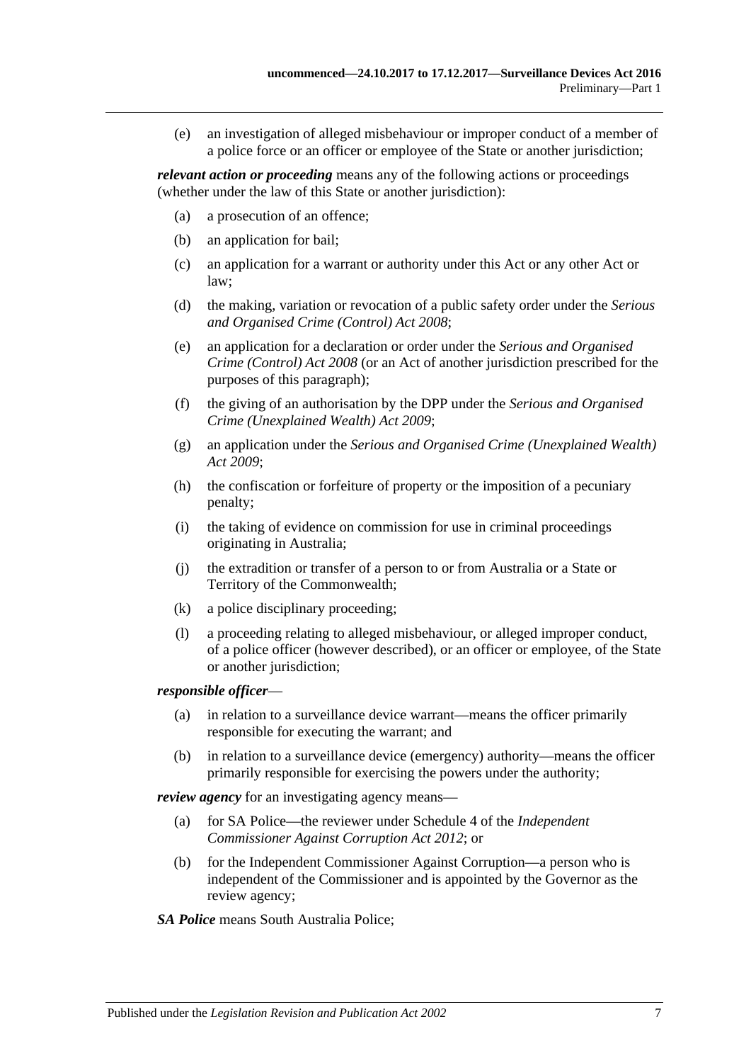(e) an investigation of alleged misbehaviour or improper conduct of a member of a police force or an officer or employee of the State or another jurisdiction;

***relevant action or proceeding*** means any of the following actions or proceedings (whether under the law of this State or another jurisdiction):

(a) a prosecution of an offence;

(b) an application for bail;

(c) an application for a warrant or authority under this Act or any other Act or law;

(d) the making, variation or revocation of a public safety order under the *Serious and Organised Crime (Control) Act 2008*;

(e) an application for a declaration or order under the *Serious and Organised Crime (Control) Act 2008* (or an Act of another jurisdiction prescribed for the purposes of this paragraph);

(f) the giving of an authorisation by the DPP under the *Serious and Organised Crime (Unexplained Wealth) Act 2009*;

(g) an application under the *Serious and Organised Crime (Unexplained Wealth) Act 2009*;

(h) the confiscation or forfeiture of property or the imposition of a pecuniary penalty;

(i) the taking of evidence on commission for use in criminal proceedings originating in Australia;

(j) the extradition or transfer of a person to or from Australia or a State or Territory of the Commonwealth;

(k) a police disciplinary proceeding;

(l) a proceeding relating to alleged misbehaviour, or alleged improper conduct, of a police officer (however described), or an officer or employee, of the State or another jurisdiction;

***responsible officer***—

(a) in relation to a surveillance device warrant—means the officer primarily responsible for executing the warrant; and

(b) in relation to a surveillance device (emergency) authority—means the officer primarily responsible for exercising the powers under the authority;

***review agency*** for an investigating agency means—

(a) for SA Police—the reviewer under Schedule 4 of the *Independent Commissioner Against Corruption Act 2012*; or

(b) for the Independent Commissioner Against Corruption—a person who is independent of the Commissioner and is appointed by the Governor as the review agency;

***SA Police*** means South Australia Police;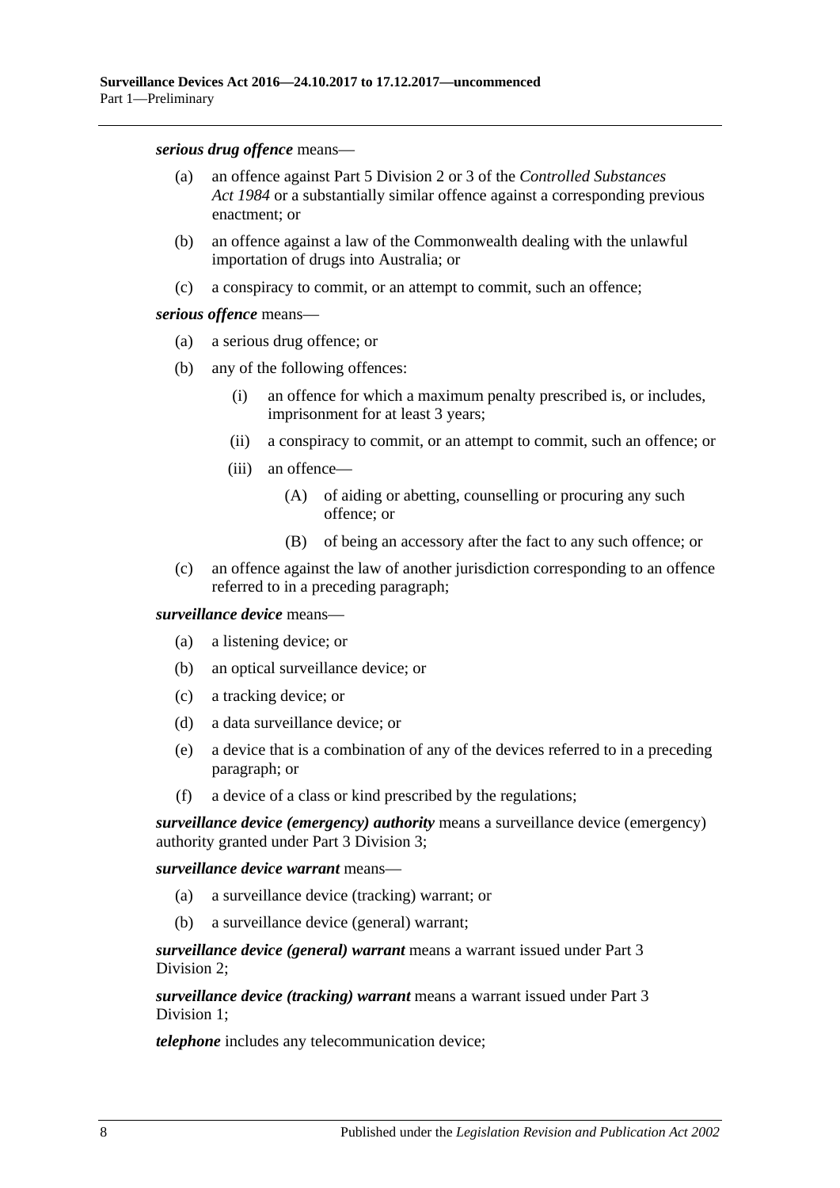***serious drug offence*** means—

(a) an offence against Part 5 Division 2 or 3 of the *Controlled Substances Act 1984* or a substantially similar offence against a corresponding previous enactment; or

(b) an offence against a law of the Commonwealth dealing with the unlawful importation of drugs into Australia; or

(c) a conspiracy to commit, or an attempt to commit, such an offence;

***serious offence*** means—

(a) a serious drug offence; or

(b) any of the following offences:

  (i) an offence for which a maximum penalty prescribed is, or includes, imprisonment for at least 3 years;

  (ii) a conspiracy to commit, or an attempt to commit, such an offence; or

  (iii) an offence—

    (A) of aiding or abetting, counselling or procuring any such offence; or

    (B) of being an accessory after the fact to any such offence; or

(c) an offence against the law of another jurisdiction corresponding to an offence referred to in a preceding paragraph;

***surveillance device*** means—

(a) a listening device; or

(b) an optical surveillance device; or

(c) a tracking device; or

(d) a data surveillance device; or

(e) a device that is a combination of any of the devices referred to in a preceding paragraph; or

(f) a device of a class or kind prescribed by the regulations;

***surveillance device (emergency) authority*** means a surveillance device (emergency) authority granted under Part 3 Division 3;

***surveillance device warrant*** means—

(a) a surveillance device (tracking) warrant; or

(b) a surveillance device (general) warrant;

***surveillance device (general) warrant*** means a warrant issued under Part 3 Division 2;

***surveillance device (tracking) warrant*** means a warrant issued under Part 3 Division 1;

***telephone*** includes any telecommunication device;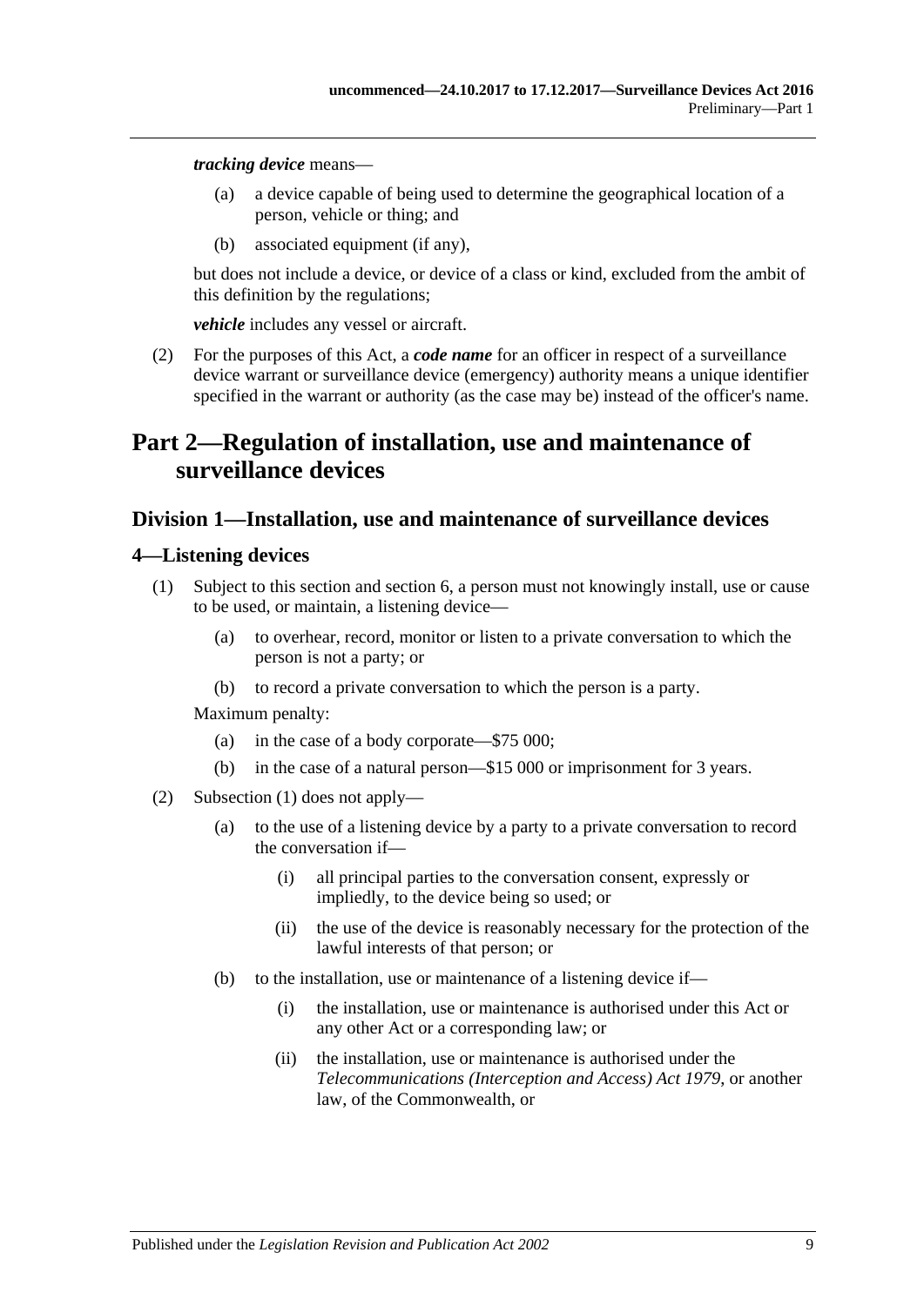***tracking device*** means—

(a) a device capable of being used to determine the geographical location of a person, vehicle or thing; and

(b) associated equipment (if any),

but does not include a device, or device of a class or kind, excluded from the ambit of this definition by the regulations;

***vehicle*** includes any vessel or aircraft.

(2) For the purposes of this Act, a ***code name*** for an officer in respect of a surveillance device warrant or surveillance device (emergency) authority means a unique identifier specified in the warrant or authority (as the case may be) instead of the officer's name.

# Part 2—Regulation of installation, use and maintenance of surveillance devices

## Division 1—Installation, use and maintenance of surveillance devices

### 4—Listening devices

(1) Subject to this section and section 6, a person must not knowingly install, use or cause to be used, or maintain, a listening device—

(a) to overhear, record, monitor or listen to a private conversation to which the person is not a party; or

(b) to record a private conversation to which the person is a party.

Maximum penalty:

(a) in the case of a body corporate—$75 000;

(b) in the case of a natural person—$15 000 or imprisonment for 3 years.

(2) Subsection (1) does not apply—

(a) to the use of a listening device by a party to a private conversation to record the conversation if—

(i) all principal parties to the conversation consent, expressly or impliedly, to the device being so used; or

(ii) the use of the device is reasonably necessary for the protection of the lawful interests of that person; or

(b) to the installation, use or maintenance of a listening device if—

(i) the installation, use or maintenance is authorised under this Act or any other Act or a corresponding law; or

(ii) the installation, use or maintenance is authorised under the *Telecommunications (Interception and Access) Act 1979*, or another law, of the Commonwealth, or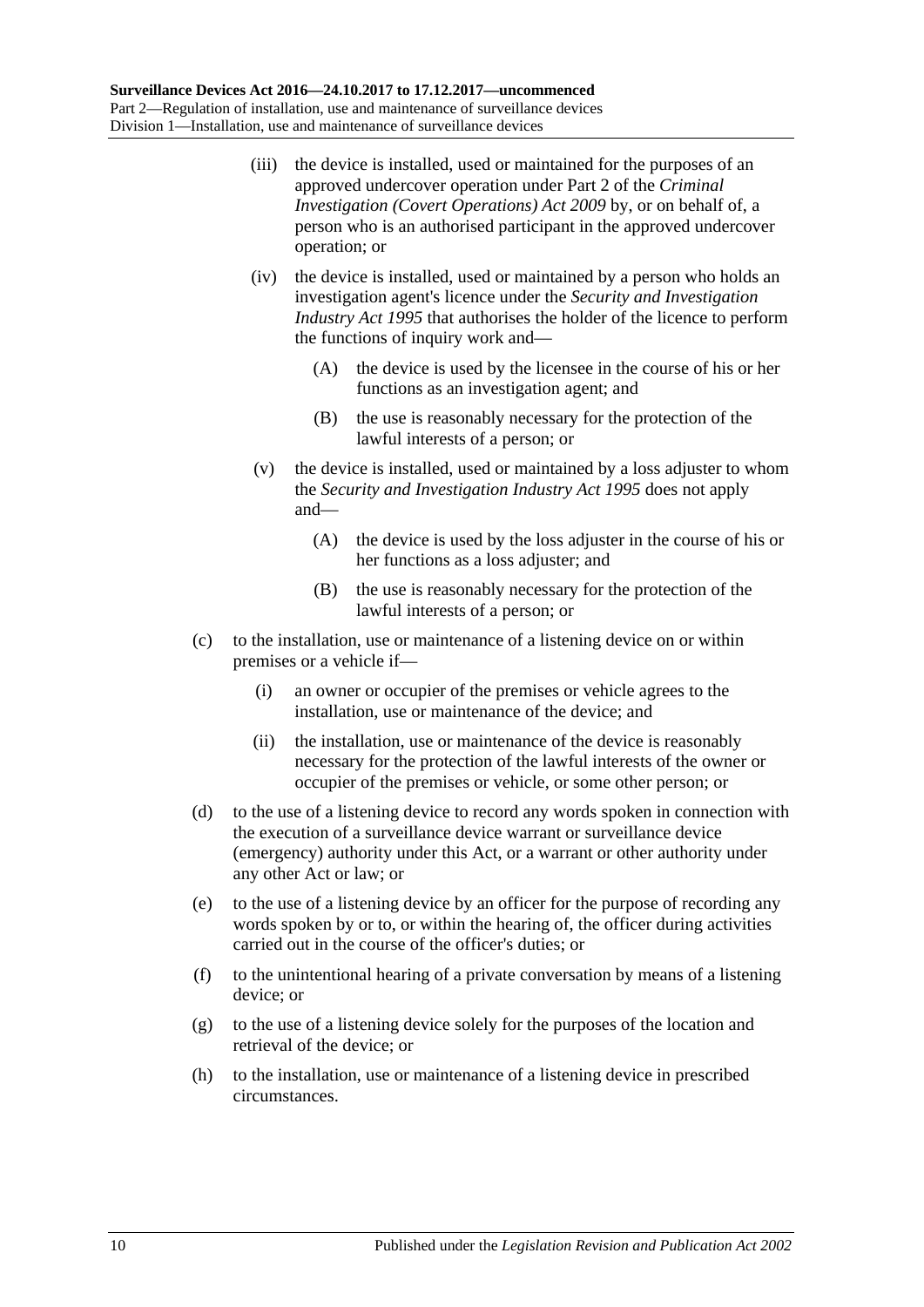(iii) the device is installed, used or maintained for the purposes of an approved undercover operation under Part 2 of the *Criminal Investigation (Covert Operations) Act 2009* by, or on behalf of, a person who is an authorised participant in the approved undercover operation; or

(iv) the device is installed, used or maintained by a person who holds an investigation agent's licence under the *Security and Investigation Industry Act 1995* that authorises the holder of the licence to perform the functions of inquiry work and—

(A) the device is used by the licensee in the course of his or her functions as an investigation agent; and

(B) the use is reasonably necessary for the protection of the lawful interests of a person; or

(v) the device is installed, used or maintained by a loss adjuster to whom the *Security and Investigation Industry Act 1995* does not apply and—

(A) the device is used by the loss adjuster in the course of his or her functions as a loss adjuster; and

(B) the use is reasonably necessary for the protection of the lawful interests of a person; or

(c) to the installation, use or maintenance of a listening device on or within premises or a vehicle if—

(i) an owner or occupier of the premises or vehicle agrees to the installation, use or maintenance of the device; and

(ii) the installation, use or maintenance of the device is reasonably necessary for the protection of the lawful interests of the owner or occupier of the premises or vehicle, or some other person; or

(d) to the use of a listening device to record any words spoken in connection with the execution of a surveillance device warrant or surveillance device (emergency) authority under this Act, or a warrant or other authority under any other Act or law; or

(e) to the use of a listening device by an officer for the purpose of recording any words spoken by or to, or within the hearing of, the officer during activities carried out in the course of the officer's duties; or

(f) to the unintentional hearing of a private conversation by means of a listening device; or

(g) to the use of a listening device solely for the purposes of the location and retrieval of the device; or

(h) to the installation, use or maintenance of a listening device in prescribed circumstances.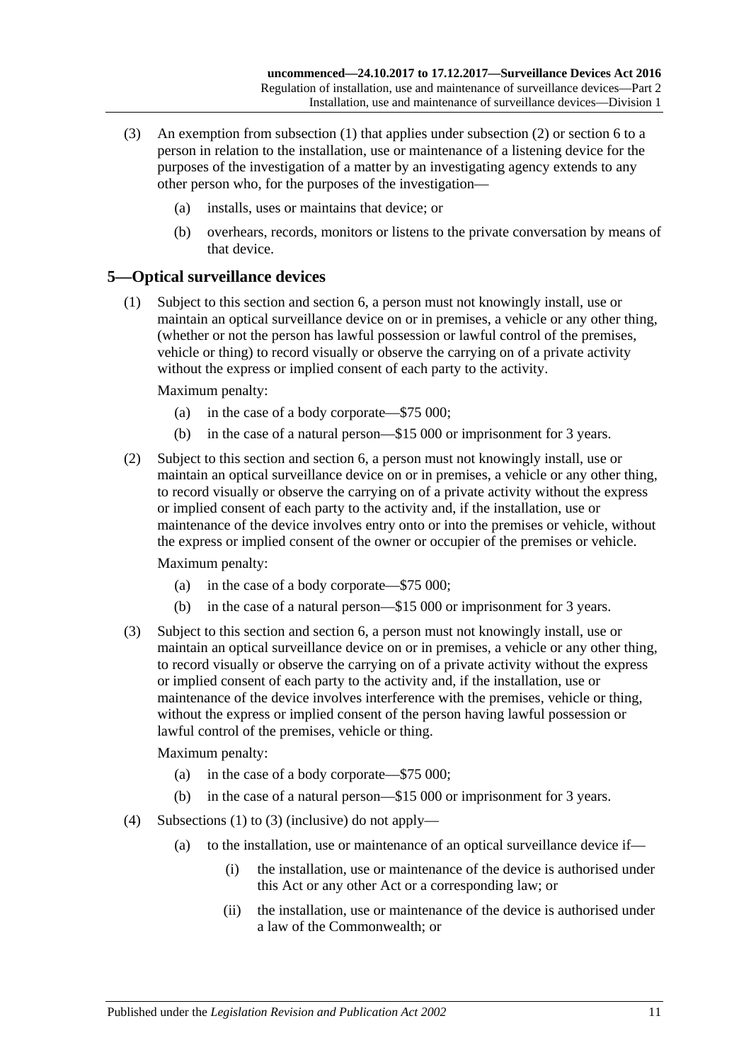(3) An exemption from subsection (1) that applies under subsection (2) or section 6 to a person in relation to the installation, use or maintenance of a listening device for the purposes of the investigation of a matter by an investigating agency extends to any other person who, for the purposes of the investigation—

- (a) installs, uses or maintains that device; or
- (b) overhears, records, monitors or listens to the private conversation by means of that device.

## 5—Optical surveillance devices

(1) Subject to this section and section 6, a person must not knowingly install, use or maintain an optical surveillance device on or in premises, a vehicle or any other thing, (whether or not the person has lawful possession or lawful control of the premises, vehicle or thing) to record visually or observe the carrying on of a private activity without the express or implied consent of each party to the activity.

Maximum penalty:

- (a) in the case of a body corporate—$75 000;
- (b) in the case of a natural person—$15 000 or imprisonment for 3 years.

(2) Subject to this section and section 6, a person must not knowingly install, use or maintain an optical surveillance device on or in premises, a vehicle or any other thing, to record visually or observe the carrying on of a private activity without the express or implied consent of each party to the activity and, if the installation, use or maintenance of the device involves entry onto or into the premises or vehicle, without the express or implied consent of the owner or occupier of the premises or vehicle.

Maximum penalty:

- (a) in the case of a body corporate—$75 000;
- (b) in the case of a natural person—$15 000 or imprisonment for 3 years.

(3) Subject to this section and section 6, a person must not knowingly install, use or maintain an optical surveillance device on or in premises, a vehicle or any other thing, to record visually or observe the carrying on of a private activity without the express or implied consent of each party to the activity and, if the installation, use or maintenance of the device involves interference with the premises, vehicle or thing, without the express or implied consent of the person having lawful possession or lawful control of the premises, vehicle or thing.

Maximum penalty:

- (a) in the case of a body corporate—$75 000;
- (b) in the case of a natural person—$15 000 or imprisonment for 3 years.

(4) Subsections (1) to (3) (inclusive) do not apply—

- (a) to the installation, use or maintenance of an optical surveillance device if—
  - (i) the installation, use or maintenance of the device is authorised under this Act or any other Act or a corresponding law; or
  - (ii) the installation, use or maintenance of the device is authorised under a law of the Commonwealth; or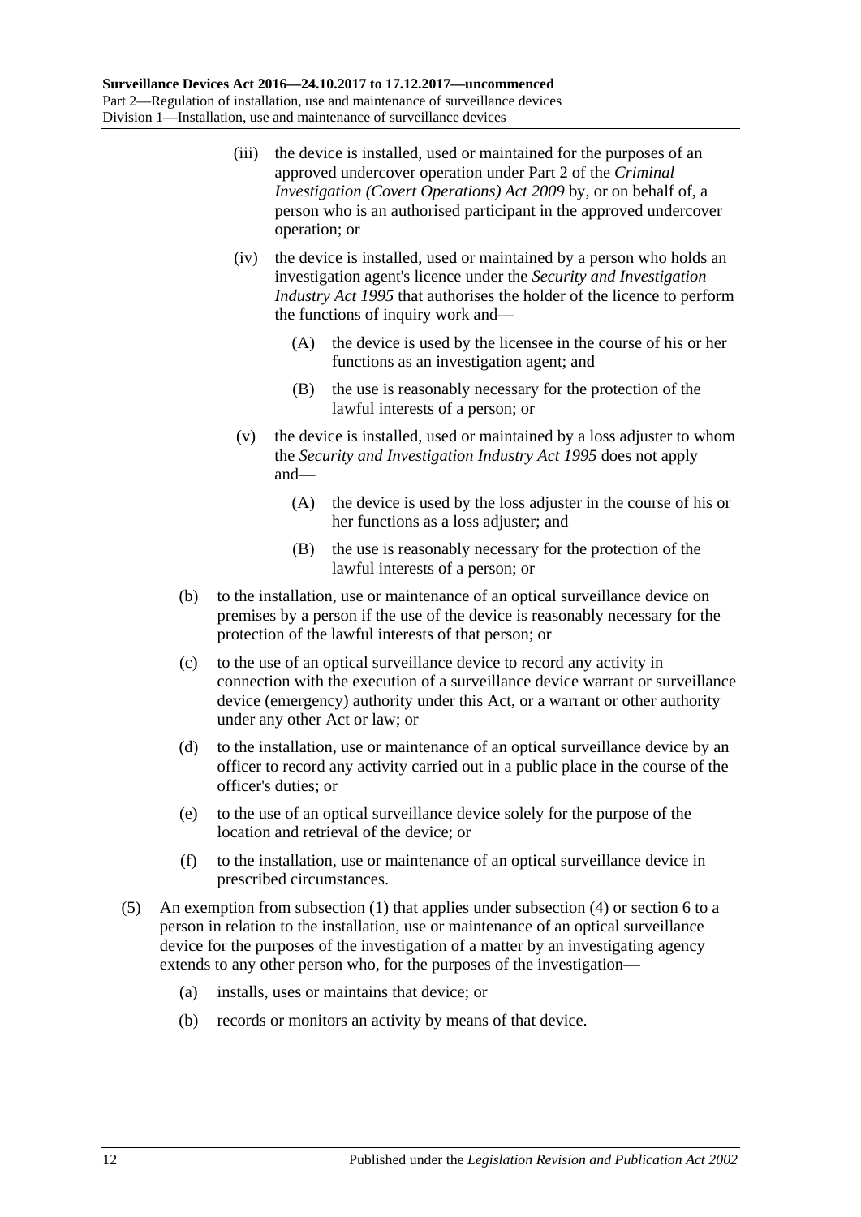(iii) the device is installed, used or maintained for the purposes of an approved undercover operation under Part 2 of the *Criminal Investigation (Covert Operations) Act 2009* by, or on behalf of, a person who is an authorised participant in the approved undercover operation; or

(iv) the device is installed, used or maintained by a person who holds an investigation agent's licence under the *Security and Investigation Industry Act 1995* that authorises the holder of the licence to perform the functions of inquiry work and—

(A) the device is used by the licensee in the course of his or her functions as an investigation agent; and

(B) the use is reasonably necessary for the protection of the lawful interests of a person; or

(v) the device is installed, used or maintained by a loss adjuster to whom the *Security and Investigation Industry Act 1995* does not apply and—

(A) the device is used by the loss adjuster in the course of his or her functions as a loss adjuster; and

(B) the use is reasonably necessary for the protection of the lawful interests of a person; or

(b) to the installation, use or maintenance of an optical surveillance device on premises by a person if the use of the device is reasonably necessary for the protection of the lawful interests of that person; or

(c) to the use of an optical surveillance device to record any activity in connection with the execution of a surveillance device warrant or surveillance device (emergency) authority under this Act, or a warrant or other authority under any other Act or law; or

(d) to the installation, use or maintenance of an optical surveillance device by an officer to record any activity carried out in a public place in the course of the officer's duties; or

(e) to the use of an optical surveillance device solely for the purpose of the location and retrieval of the device; or

(f) to the installation, use or maintenance of an optical surveillance device in prescribed circumstances.

(5) An exemption from subsection (1) that applies under subsection (4) or section 6 to a person in relation to the installation, use or maintenance of an optical surveillance device for the purposes of the investigation of a matter by an investigating agency extends to any other person who, for the purposes of the investigation—

(a) installs, uses or maintains that device; or

(b) records or monitors an activity by means of that device.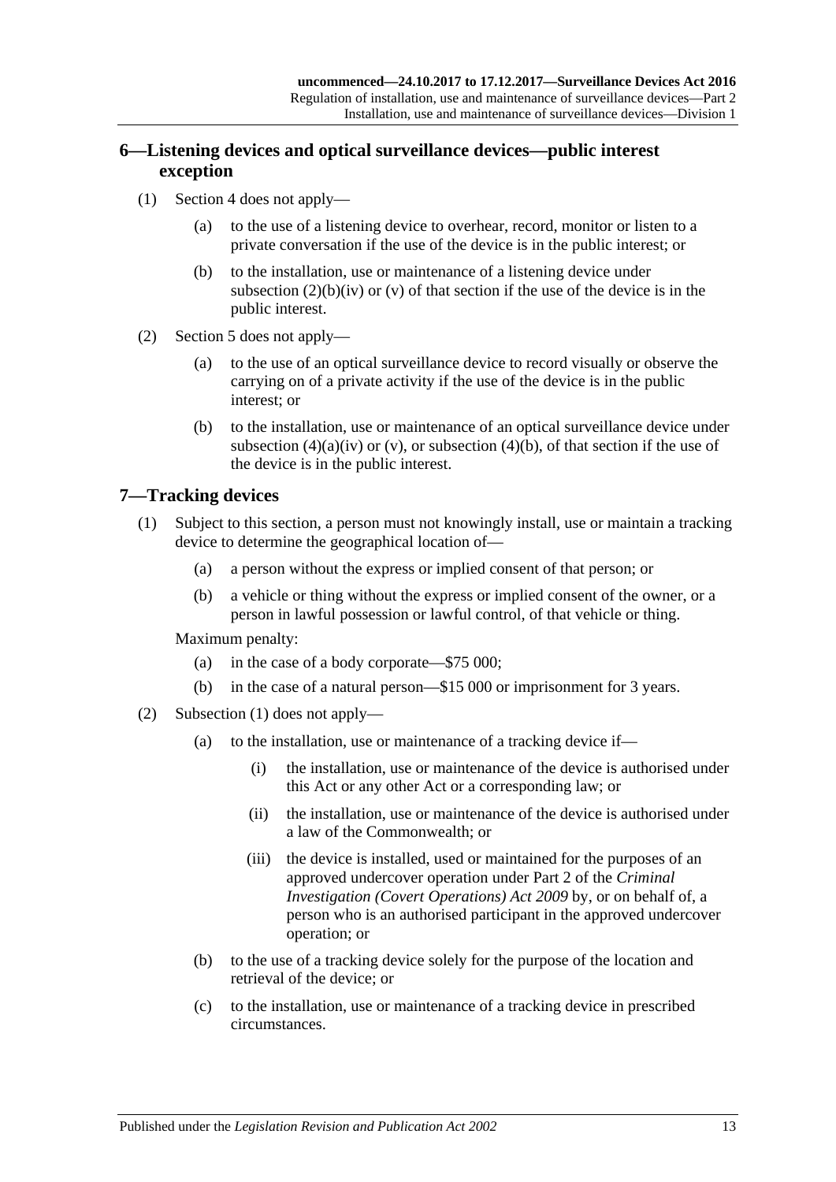## 6—Listening devices and optical surveillance devices—public interest exception

(1) Section 4 does not apply—

(a) to the use of a listening device to overhear, record, monitor or listen to a private conversation if the use of the device is in the public interest; or

(b) to the installation, use or maintenance of a listening device under subsection (2)(b)(iv) or (v) of that section if the use of the device is in the public interest.

(2) Section 5 does not apply—

(a) to the use of an optical surveillance device to record visually or observe the carrying on of a private activity if the use of the device is in the public interest; or

(b) to the installation, use or maintenance of an optical surveillance device under subsection (4)(a)(iv) or (v), or subsection (4)(b), of that section if the use of the device is in the public interest.

## 7—Tracking devices

(1) Subject to this section, a person must not knowingly install, use or maintain a tracking device to determine the geographical location of—

(a) a person without the express or implied consent of that person; or

(b) a vehicle or thing without the express or implied consent of the owner, or a person in lawful possession or lawful control, of that vehicle or thing.

Maximum penalty:

(a) in the case of a body corporate—$75 000;

(b) in the case of a natural person—$15 000 or imprisonment for 3 years.

(2) Subsection (1) does not apply—

(a) to the installation, use or maintenance of a tracking device if—

(i) the installation, use or maintenance of the device is authorised under this Act or any other Act or a corresponding law; or

(ii) the installation, use or maintenance of the device is authorised under a law of the Commonwealth; or

(iii) the device is installed, used or maintained for the purposes of an approved undercover operation under Part 2 of the *Criminal Investigation (Covert Operations) Act 2009* by, or on behalf of, a person who is an authorised participant in the approved undercover operation; or

(b) to the use of a tracking device solely for the purpose of the location and retrieval of the device; or

(c) to the installation, use or maintenance of a tracking device in prescribed circumstances.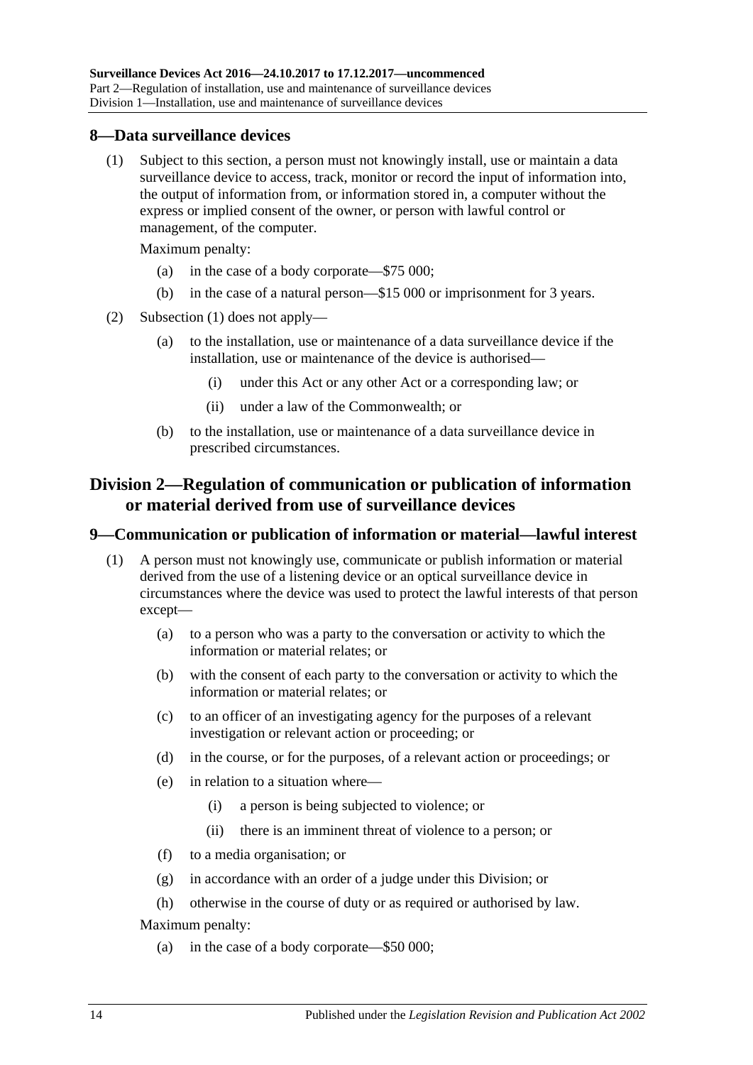## 8—Data surveillance devices

(1) Subject to this section, a person must not knowingly install, use or maintain a data surveillance device to access, track, monitor or record the input of information into, the output of information from, or information stored in, a computer without the express or implied consent of the owner, or person with lawful control or management, of the computer.

Maximum penalty:

- (a) in the case of a body corporate—$75 000;
- (b) in the case of a natural person—$15 000 or imprisonment for 3 years.

(2) Subsection (1) does not apply—

- (a) to the installation, use or maintenance of a data surveillance device if the installation, use or maintenance of the device is authorised—
  - (i) under this Act or any other Act or a corresponding law; or
  - (ii) under a law of the Commonwealth; or
- (b) to the installation, use or maintenance of a data surveillance device in prescribed circumstances.

# Division 2—Regulation of communication or publication of information or material derived from use of surveillance devices

## 9—Communication or publication of information or material—lawful interest

(1) A person must not knowingly use, communicate or publish information or material derived from the use of a listening device or an optical surveillance device in circumstances where the device was used to protect the lawful interests of that person except—

- (a) to a person who was a party to the conversation or activity to which the information or material relates; or
- (b) with the consent of each party to the conversation or activity to which the information or material relates; or
- (c) to an officer of an investigating agency for the purposes of a relevant investigation or relevant action or proceeding; or
- (d) in the course, or for the purposes, of a relevant action or proceedings; or
- (e) in relation to a situation where—
  - (i) a person is being subjected to violence; or
  - (ii) there is an imminent threat of violence to a person; or
- (f) to a media organisation; or
- (g) in accordance with an order of a judge under this Division; or
- (h) otherwise in the course of duty or as required or authorised by law.

Maximum penalty:

- (a) in the case of a body corporate—$50 000;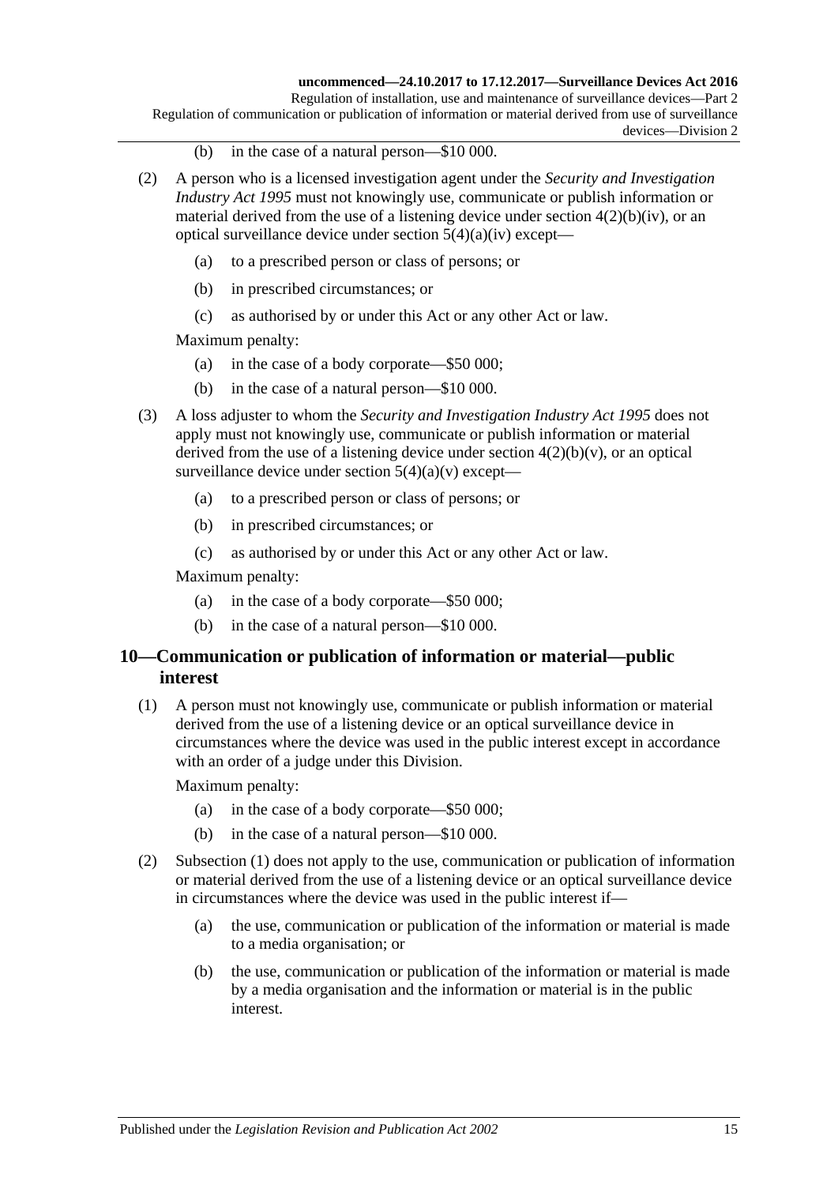(b) in the case of a natural person—$10 000.

(2) A person who is a licensed investigation agent under the *Security and Investigation Industry Act 1995* must not knowingly use, communicate or publish information or material derived from the use of a listening device under section 4(2)(b)(iv), or an optical surveillance device under section 5(4)(a)(iv) except—

(a) to a prescribed person or class of persons; or

(b) in prescribed circumstances; or

(c) as authorised by or under this Act or any other Act or law.

Maximum penalty:

(a) in the case of a body corporate—$50 000;

(b) in the case of a natural person—$10 000.

(3) A loss adjuster to whom the *Security and Investigation Industry Act 1995* does not apply must not knowingly use, communicate or publish information or material derived from the use of a listening device under section 4(2)(b)(v), or an optical surveillance device under section 5(4)(a)(v) except—

(a) to a prescribed person or class of persons; or

(b) in prescribed circumstances; or

(c) as authorised by or under this Act or any other Act or law.

Maximum penalty:

(a) in the case of a body corporate—$50 000;

(b) in the case of a natural person—$10 000.

## 10—Communication or publication of information or material—public interest

(1) A person must not knowingly use, communicate or publish information or material derived from the use of a listening device or an optical surveillance device in circumstances where the device was used in the public interest except in accordance with an order of a judge under this Division.

Maximum penalty:

(a) in the case of a body corporate—$50 000;

(b) in the case of a natural person—$10 000.

(2) Subsection (1) does not apply to the use, communication or publication of information or material derived from the use of a listening device or an optical surveillance device in circumstances where the device was used in the public interest if—

(a) the use, communication or publication of the information or material is made to a media organisation; or

(b) the use, communication or publication of the information or material is made by a media organisation and the information or material is in the public interest.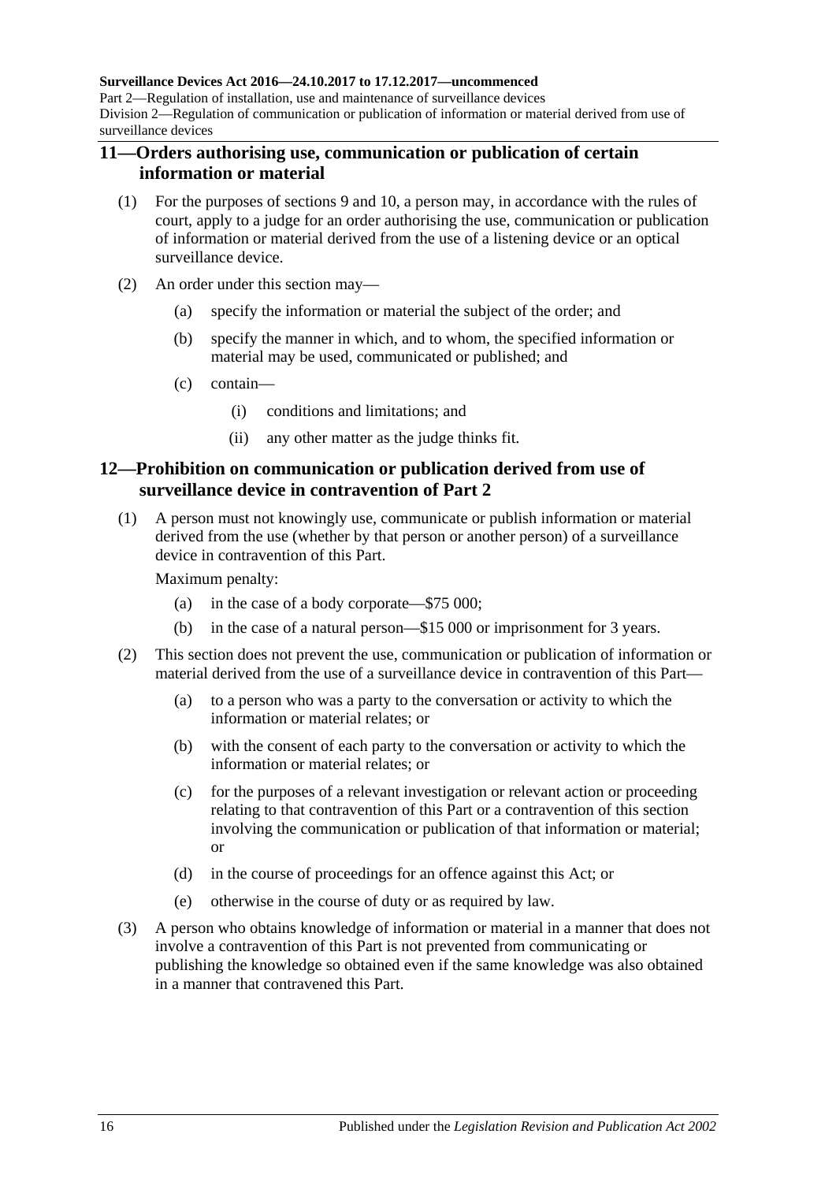## 11—Orders authorising use, communication or publication of certain information or material

(1) For the purposes of sections 9 and 10, a person may, in accordance with the rules of court, apply to a judge for an order authorising the use, communication or publication of information or material derived from the use of a listening device or an optical surveillance device.

(2) An order under this section may—

- (a) specify the information or material the subject of the order; and
- (b) specify the manner in which, and to whom, the specified information or material may be used, communicated or published; and
- (c) contain—
  - (i) conditions and limitations; and
  - (ii) any other matter as the judge thinks fit.

## 12—Prohibition on communication or publication derived from use of surveillance device in contravention of Part 2

(1) A person must not knowingly use, communicate or publish information or material derived from the use (whether by that person or another person) of a surveillance device in contravention of this Part.

Maximum penalty:

- (a) in the case of a body corporate—$75 000;
- (b) in the case of a natural person—$15 000 or imprisonment for 3 years.

(2) This section does not prevent the use, communication or publication of information or material derived from the use of a surveillance device in contravention of this Part—

- (a) to a person who was a party to the conversation or activity to which the information or material relates; or
- (b) with the consent of each party to the conversation or activity to which the information or material relates; or
- (c) for the purposes of a relevant investigation or relevant action or proceeding relating to that contravention of this Part or a contravention of this section involving the communication or publication of that information or material; or
- (d) in the course of proceedings for an offence against this Act; or
- (e) otherwise in the course of duty or as required by law.

(3) A person who obtains knowledge of information or material in a manner that does not involve a contravention of this Part is not prevented from communicating or publishing the knowledge so obtained even if the same knowledge was also obtained in a manner that contravened this Part.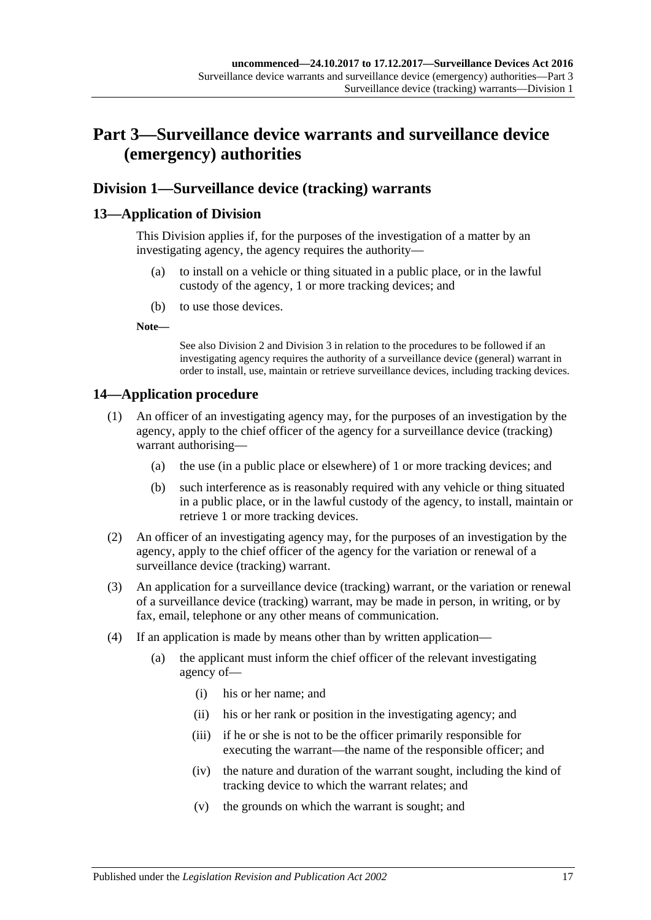# Part 3—Surveillance device warrants and surveillance device (emergency) authorities

## Division 1—Surveillance device (tracking) warrants

### 13—Application of Division

This Division applies if, for the purposes of the investigation of a matter by an investigating agency, the agency requires the authority—

(a) to install on a vehicle or thing situated in a public place, or in the lawful custody of the agency, 1 or more tracking devices; and

(b) to use those devices.

**Note—**

See also Division 2 and Division 3 in relation to the procedures to be followed if an investigating agency requires the authority of a surveillance device (general) warrant in order to install, use, maintain or retrieve surveillance devices, including tracking devices.

### 14—Application procedure

(1) An officer of an investigating agency may, for the purposes of an investigation by the agency, apply to the chief officer of the agency for a surveillance device (tracking) warrant authorising—

(a) the use (in a public place or elsewhere) of 1 or more tracking devices; and

(b) such interference as is reasonably required with any vehicle or thing situated in a public place, or in the lawful custody of the agency, to install, maintain or retrieve 1 or more tracking devices.

(2) An officer of an investigating agency may, for the purposes of an investigation by the agency, apply to the chief officer of the agency for the variation or renewal of a surveillance device (tracking) warrant.

(3) An application for a surveillance device (tracking) warrant, or the variation or renewal of a surveillance device (tracking) warrant, may be made in person, in writing, or by fax, email, telephone or any other means of communication.

(4) If an application is made by means other than by written application—

(a) the applicant must inform the chief officer of the relevant investigating agency of—

(i) his or her name; and

(ii) his or her rank or position in the investigating agency; and

(iii) if he or she is not to be the officer primarily responsible for executing the warrant—the name of the responsible officer; and

(iv) the nature and duration of the warrant sought, including the kind of tracking device to which the warrant relates; and

(v) the grounds on which the warrant is sought; and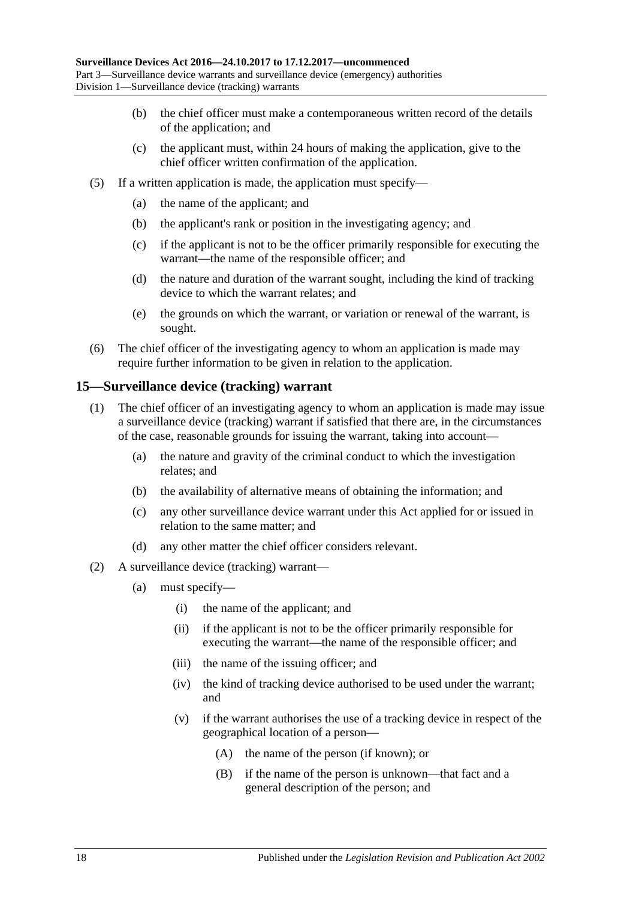(b) the chief officer must make a contemporaneous written record of the details of the application; and

(c) the applicant must, within 24 hours of making the application, give to the chief officer written confirmation of the application.

(5) If a written application is made, the application must specify—

(a) the name of the applicant; and

(b) the applicant's rank or position in the investigating agency; and

(c) if the applicant is not to be the officer primarily responsible for executing the warrant—the name of the responsible officer; and

(d) the nature and duration of the warrant sought, including the kind of tracking device to which the warrant relates; and

(e) the grounds on which the warrant, or variation or renewal of the warrant, is sought.

(6) The chief officer of the investigating agency to whom an application is made may require further information to be given in relation to the application.

## 15—Surveillance device (tracking) warrant

(1) The chief officer of an investigating agency to whom an application is made may issue a surveillance device (tracking) warrant if satisfied that there are, in the circumstances of the case, reasonable grounds for issuing the warrant, taking into account—

(a) the nature and gravity of the criminal conduct to which the investigation relates; and

(b) the availability of alternative means of obtaining the information; and

(c) any other surveillance device warrant under this Act applied for or issued in relation to the same matter; and

(d) any other matter the chief officer considers relevant.

(2) A surveillance device (tracking) warrant—

(a) must specify—

(i) the name of the applicant; and

(ii) if the applicant is not to be the officer primarily responsible for executing the warrant—the name of the responsible officer; and

(iii) the name of the issuing officer; and

(iv) the kind of tracking device authorised to be used under the warrant; and

(v) if the warrant authorises the use of a tracking device in respect of the geographical location of a person—

(A) the name of the person (if known); or

(B) if the name of the person is unknown—that fact and a general description of the person; and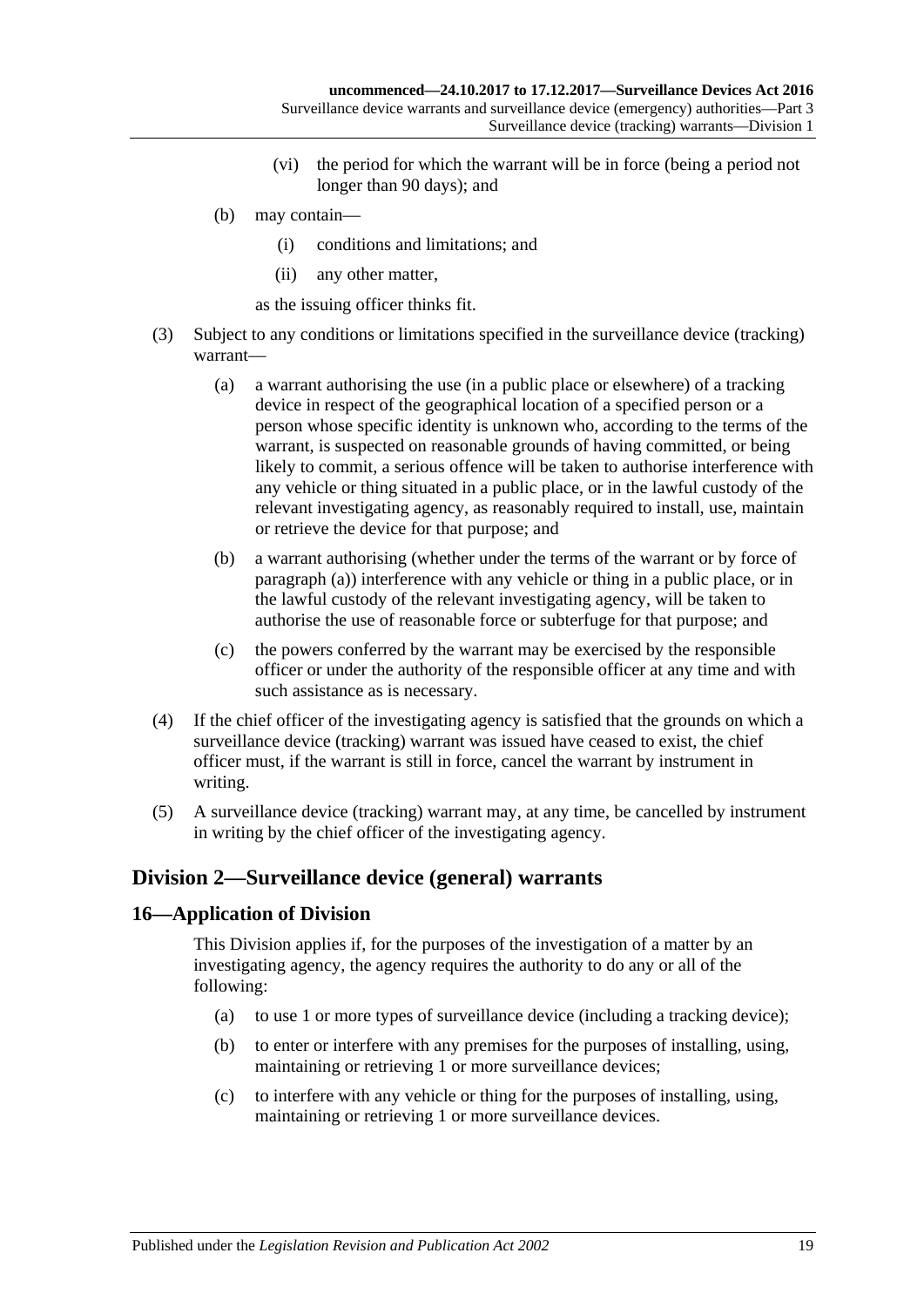- (vi) the period for which the warrant will be in force (being a period not longer than 90 days); and

- (b) may contain—

  - (i) conditions and limitations; and

  - (ii) any other matter,

  as the issuing officer thinks fit.

- (3) Subject to any conditions or limitations specified in the surveillance device (tracking) warrant—

  - (a) a warrant authorising the use (in a public place or elsewhere) of a tracking device in respect of the geographical location of a specified person or a person whose specific identity is unknown who, according to the terms of the warrant, is suspected on reasonable grounds of having committed, or being likely to commit, a serious offence will be taken to authorise interference with any vehicle or thing situated in a public place, or in the lawful custody of the relevant investigating agency, as reasonably required to install, use, maintain or retrieve the device for that purpose; and

  - (b) a warrant authorising (whether under the terms of the warrant or by force of paragraph (a)) interference with any vehicle or thing in a public place, or in the lawful custody of the relevant investigating agency, will be taken to authorise the use of reasonable force or subterfuge for that purpose; and

  - (c) the powers conferred by the warrant may be exercised by the responsible officer or under the authority of the responsible officer at any time and with such assistance as is necessary.

- (4) If the chief officer of the investigating agency is satisfied that the grounds on which a surveillance device (tracking) warrant was issued have ceased to exist, the chief officer must, if the warrant is still in force, cancel the warrant by instrument in writing.

- (5) A surveillance device (tracking) warrant may, at any time, be cancelled by instrument in writing by the chief officer of the investigating agency.

## Division 2—Surveillance device (general) warrants

### 16—Application of Division

This Division applies if, for the purposes of the investigation of a matter by an investigating agency, the agency requires the authority to do any or all of the following:

- (a) to use 1 or more types of surveillance device (including a tracking device);

- (b) to enter or interfere with any premises for the purposes of installing, using, maintaining or retrieving 1 or more surveillance devices;

- (c) to interfere with any vehicle or thing for the purposes of installing, using, maintaining or retrieving 1 or more surveillance devices.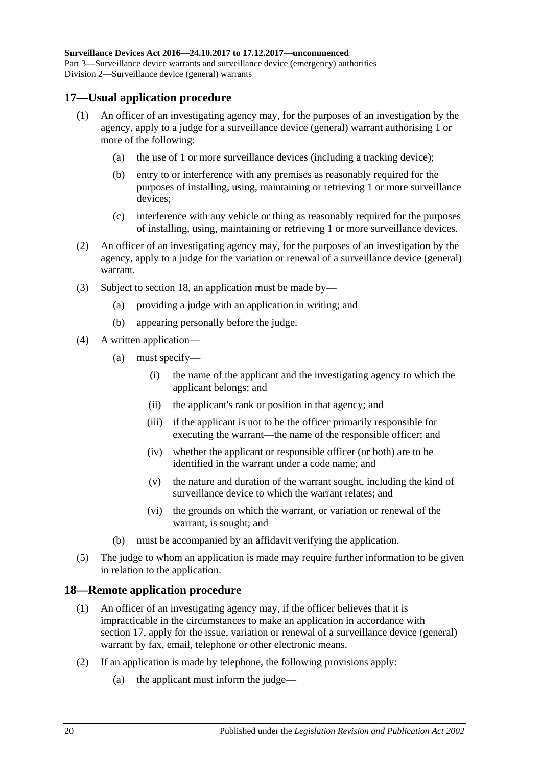## 17—Usual application procedure

(1) An officer of an investigating agency may, for the purposes of an investigation by the agency, apply to a judge for a surveillance device (general) warrant authorising 1 or more of the following:

   (a) the use of 1 or more surveillance devices (including a tracking device);

   (b) entry to or interference with any premises as reasonably required for the purposes of installing, using, maintaining or retrieving 1 or more surveillance devices;

   (c) interference with any vehicle or thing as reasonably required for the purposes of installing, using, maintaining or retrieving 1 or more surveillance devices.

(2) An officer of an investigating agency may, for the purposes of an investigation by the agency, apply to a judge for the variation or renewal of a surveillance device (general) warrant.

(3) Subject to section 18, an application must be made by—

   (a) providing a judge with an application in writing; and

   (b) appearing personally before the judge.

(4) A written application—

   (a) must specify—

      (i) the name of the applicant and the investigating agency to which the applicant belongs; and

      (ii) the applicant's rank or position in that agency; and

      (iii) if the applicant is not to be the officer primarily responsible for executing the warrant—the name of the responsible officer; and

      (iv) whether the applicant or responsible officer (or both) are to be identified in the warrant under a code name; and

      (v) the nature and duration of the warrant sought, including the kind of surveillance device to which the warrant relates; and

      (vi) the grounds on which the warrant, or variation or renewal of the warrant, is sought; and

   (b) must be accompanied by an affidavit verifying the application.

(5) The judge to whom an application is made may require further information to be given in relation to the application.

## 18—Remote application procedure

(1) An officer of an investigating agency may, if the officer believes that it is impracticable in the circumstances to make an application in accordance with section 17, apply for the issue, variation or renewal of a surveillance device (general) warrant by fax, email, telephone or other electronic means.

(2) If an application is made by telephone, the following provisions apply:

   (a) the applicant must inform the judge—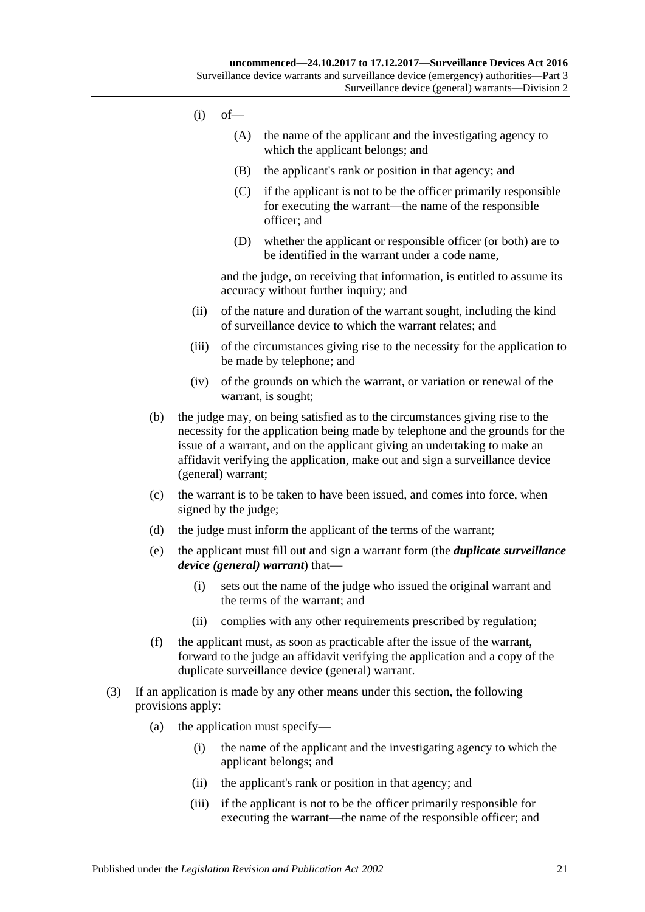(i) of—

(A) the name of the applicant and the investigating agency to which the applicant belongs; and

(B) the applicant's rank or position in that agency; and

(C) if the applicant is not to be the officer primarily responsible for executing the warrant—the name of the responsible officer; and

(D) whether the applicant or responsible officer (or both) are to be identified in the warrant under a code name,

and the judge, on receiving that information, is entitled to assume its accuracy without further inquiry; and

(ii) of the nature and duration of the warrant sought, including the kind of surveillance device to which the warrant relates; and

(iii) of the circumstances giving rise to the necessity for the application to be made by telephone; and

(iv) of the grounds on which the warrant, or variation or renewal of the warrant, is sought;

(b) the judge may, on being satisfied as to the circumstances giving rise to the necessity for the application being made by telephone and the grounds for the issue of a warrant, and on the applicant giving an undertaking to make an affidavit verifying the application, make out and sign a surveillance device (general) warrant;

(c) the warrant is to be taken to have been issued, and comes into force, when signed by the judge;

(d) the judge must inform the applicant of the terms of the warrant;

(e) the applicant must fill out and sign a warrant form (the ***duplicate surveillance device (general) warrant***) that—

(i) sets out the name of the judge who issued the original warrant and the terms of the warrant; and

(ii) complies with any other requirements prescribed by regulation;

(f) the applicant must, as soon as practicable after the issue of the warrant, forward to the judge an affidavit verifying the application and a copy of the duplicate surveillance device (general) warrant.

(3) If an application is made by any other means under this section, the following provisions apply:

(a) the application must specify—

(i) the name of the applicant and the investigating agency to which the applicant belongs; and

(ii) the applicant's rank or position in that agency; and

(iii) if the applicant is not to be the officer primarily responsible for executing the warrant—the name of the responsible officer; and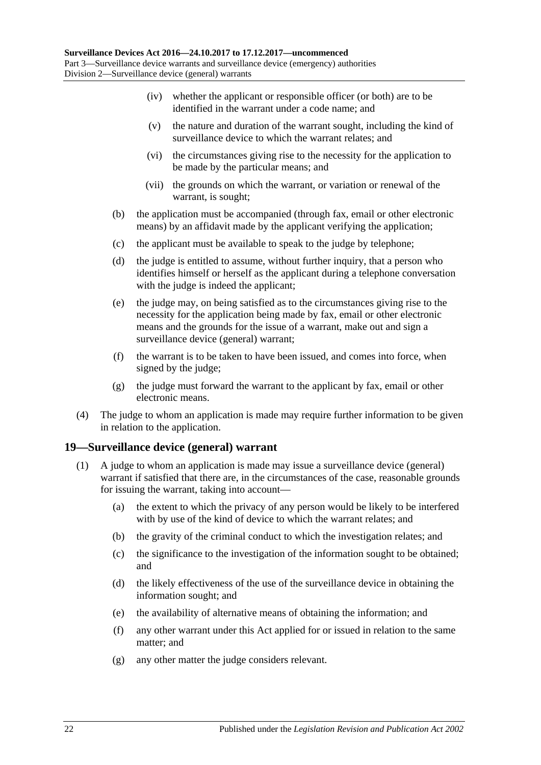(iv) whether the applicant or responsible officer (or both) are to be identified in the warrant under a code name; and

(v) the nature and duration of the warrant sought, including the kind of surveillance device to which the warrant relates; and

(vi) the circumstances giving rise to the necessity for the application to be made by the particular means; and

(vii) the grounds on which the warrant, or variation or renewal of the warrant, is sought;

(b) the application must be accompanied (through fax, email or other electronic means) by an affidavit made by the applicant verifying the application;

(c) the applicant must be available to speak to the judge by telephone;

(d) the judge is entitled to assume, without further inquiry, that a person who identifies himself or herself as the applicant during a telephone conversation with the judge is indeed the applicant;

(e) the judge may, on being satisfied as to the circumstances giving rise to the necessity for the application being made by fax, email or other electronic means and the grounds for the issue of a warrant, make out and sign a surveillance device (general) warrant;

(f) the warrant is to be taken to have been issued, and comes into force, when signed by the judge;

(g) the judge must forward the warrant to the applicant by fax, email or other electronic means.

(4) The judge to whom an application is made may require further information to be given in relation to the application.

## 19—Surveillance device (general) warrant

(1) A judge to whom an application is made may issue a surveillance device (general) warrant if satisfied that there are, in the circumstances of the case, reasonable grounds for issuing the warrant, taking into account—

(a) the extent to which the privacy of any person would be likely to be interfered with by use of the kind of device to which the warrant relates; and

(b) the gravity of the criminal conduct to which the investigation relates; and

(c) the significance to the investigation of the information sought to be obtained; and

(d) the likely effectiveness of the use of the surveillance device in obtaining the information sought; and

(e) the availability of alternative means of obtaining the information; and

(f) any other warrant under this Act applied for or issued in relation to the same matter; and

(g) any other matter the judge considers relevant.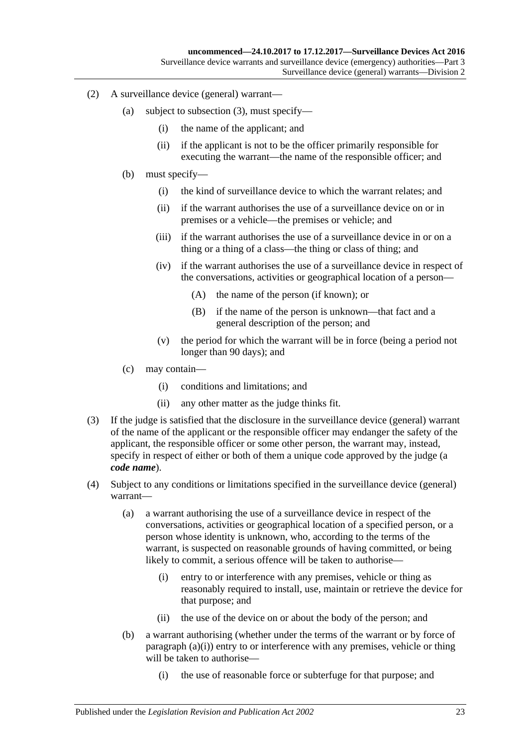(2) A surveillance device (general) warrant—

(a) subject to subsection (3), must specify—

(i) the name of the applicant; and

(ii) if the applicant is not to be the officer primarily responsible for executing the warrant—the name of the responsible officer; and

(b) must specify—

(i) the kind of surveillance device to which the warrant relates; and

(ii) if the warrant authorises the use of a surveillance device on or in premises or a vehicle—the premises or vehicle; and

(iii) if the warrant authorises the use of a surveillance device in or on a thing or a thing of a class—the thing or class of thing; and

(iv) if the warrant authorises the use of a surveillance device in respect of the conversations, activities or geographical location of a person—

(A) the name of the person (if known); or

(B) if the name of the person is unknown—that fact and a general description of the person; and

(v) the period for which the warrant will be in force (being a period not longer than 90 days); and

(c) may contain—

(i) conditions and limitations; and

(ii) any other matter as the judge thinks fit.

(3) If the judge is satisfied that the disclosure in the surveillance device (general) warrant of the name of the applicant or the responsible officer may endanger the safety of the applicant, the responsible officer or some other person, the warrant may, instead, specify in respect of either or both of them a unique code approved by the judge (a ***code name***).

(4) Subject to any conditions or limitations specified in the surveillance device (general) warrant—

(a) a warrant authorising the use of a surveillance device in respect of the conversations, activities or geographical location of a specified person, or a person whose identity is unknown, who, according to the terms of the warrant, is suspected on reasonable grounds of having committed, or being likely to commit, a serious offence will be taken to authorise—

(i) entry to or interference with any premises, vehicle or thing as reasonably required to install, use, maintain or retrieve the device for that purpose; and

(ii) the use of the device on or about the body of the person; and

(b) a warrant authorising (whether under the terms of the warrant or by force of paragraph (a)(i)) entry to or interference with any premises, vehicle or thing will be taken to authorise—

(i) the use of reasonable force or subterfuge for that purpose; and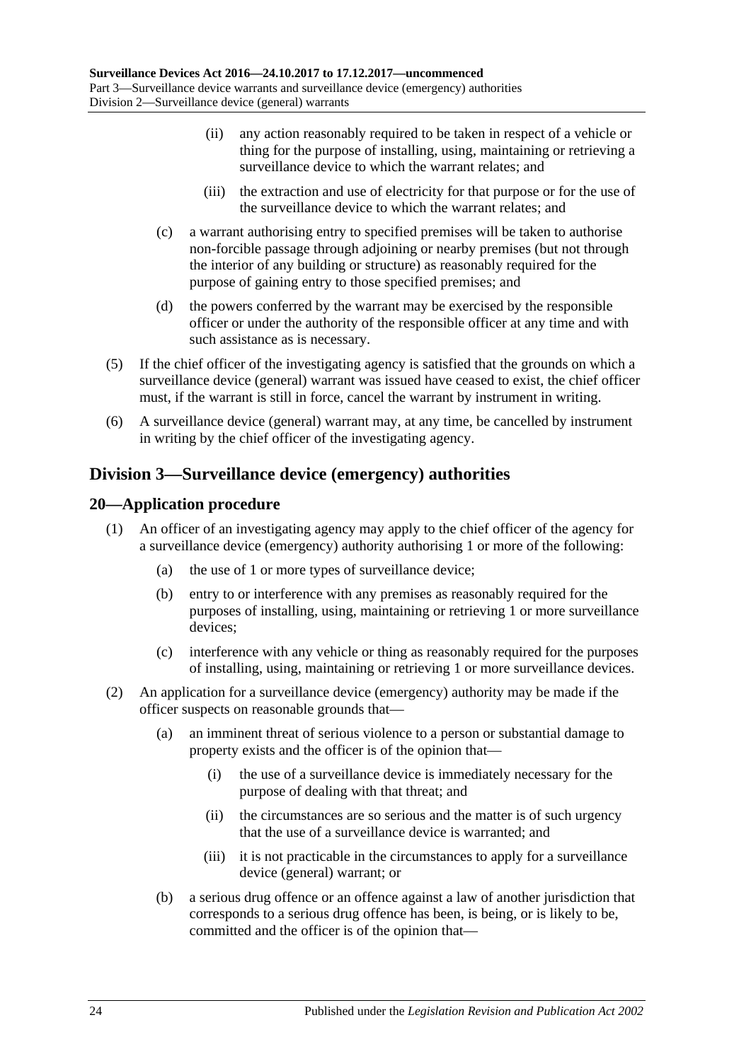(ii) any action reasonably required to be taken in respect of a vehicle or thing for the purpose of installing, using, maintaining or retrieving a surveillance device to which the warrant relates; and

(iii) the extraction and use of electricity for that purpose or for the use of the surveillance device to which the warrant relates; and

(c) a warrant authorising entry to specified premises will be taken to authorise non-forcible passage through adjoining or nearby premises (but not through the interior of any building or structure) as reasonably required for the purpose of gaining entry to those specified premises; and

(d) the powers conferred by the warrant may be exercised by the responsible officer or under the authority of the responsible officer at any time and with such assistance as is necessary.

(5) If the chief officer of the investigating agency is satisfied that the grounds on which a surveillance device (general) warrant was issued have ceased to exist, the chief officer must, if the warrant is still in force, cancel the warrant by instrument in writing.

(6) A surveillance device (general) warrant may, at any time, be cancelled by instrument in writing by the chief officer of the investigating agency.

## Division 3—Surveillance device (emergency) authorities

### 20—Application procedure

(1) An officer of an investigating agency may apply to the chief officer of the agency for a surveillance device (emergency) authority authorising 1 or more of the following:

(a) the use of 1 or more types of surveillance device;

(b) entry to or interference with any premises as reasonably required for the purposes of installing, using, maintaining or retrieving 1 or more surveillance devices;

(c) interference with any vehicle or thing as reasonably required for the purposes of installing, using, maintaining or retrieving 1 or more surveillance devices.

(2) An application for a surveillance device (emergency) authority may be made if the officer suspects on reasonable grounds that—

(a) an imminent threat of serious violence to a person or substantial damage to property exists and the officer is of the opinion that—

(i) the use of a surveillance device is immediately necessary for the purpose of dealing with that threat; and

(ii) the circumstances are so serious and the matter is of such urgency that the use of a surveillance device is warranted; and

(iii) it is not practicable in the circumstances to apply for a surveillance device (general) warrant; or

(b) a serious drug offence or an offence against a law of another jurisdiction that corresponds to a serious drug offence has been, is being, or is likely to be, committed and the officer is of the opinion that—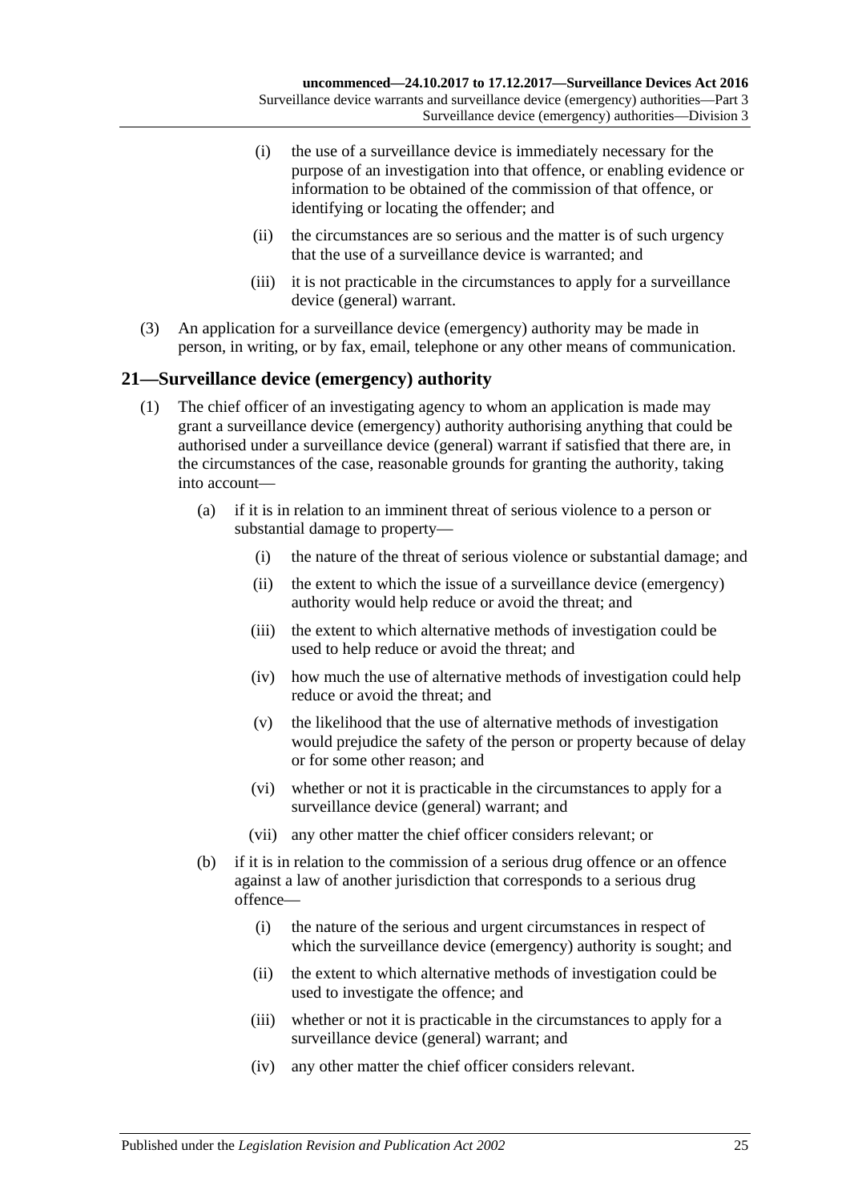(i) the use of a surveillance device is immediately necessary for the purpose of an investigation into that offence, or enabling evidence or information to be obtained of the commission of that offence, or identifying or locating the offender; and

(ii) the circumstances are so serious and the matter is of such urgency that the use of a surveillance device is warranted; and

(iii) it is not practicable in the circumstances to apply for a surveillance device (general) warrant.

(3) An application for a surveillance device (emergency) authority may be made in person, in writing, or by fax, email, telephone or any other means of communication.

## 21—Surveillance device (emergency) authority

(1) The chief officer of an investigating agency to whom an application is made may grant a surveillance device (emergency) authority authorising anything that could be authorised under a surveillance device (general) warrant if satisfied that there are, in the circumstances of the case, reasonable grounds for granting the authority, taking into account—

(a) if it is in relation to an imminent threat of serious violence to a person or substantial damage to property—

(i) the nature of the threat of serious violence or substantial damage; and

(ii) the extent to which the issue of a surveillance device (emergency) authority would help reduce or avoid the threat; and

(iii) the extent to which alternative methods of investigation could be used to help reduce or avoid the threat; and

(iv) how much the use of alternative methods of investigation could help reduce or avoid the threat; and

(v) the likelihood that the use of alternative methods of investigation would prejudice the safety of the person or property because of delay or for some other reason; and

(vi) whether or not it is practicable in the circumstances to apply for a surveillance device (general) warrant; and

(vii) any other matter the chief officer considers relevant; or

(b) if it is in relation to the commission of a serious drug offence or an offence against a law of another jurisdiction that corresponds to a serious drug offence—

(i) the nature of the serious and urgent circumstances in respect of which the surveillance device (emergency) authority is sought; and

(ii) the extent to which alternative methods of investigation could be used to investigate the offence; and

(iii) whether or not it is practicable in the circumstances to apply for a surveillance device (general) warrant; and

(iv) any other matter the chief officer considers relevant.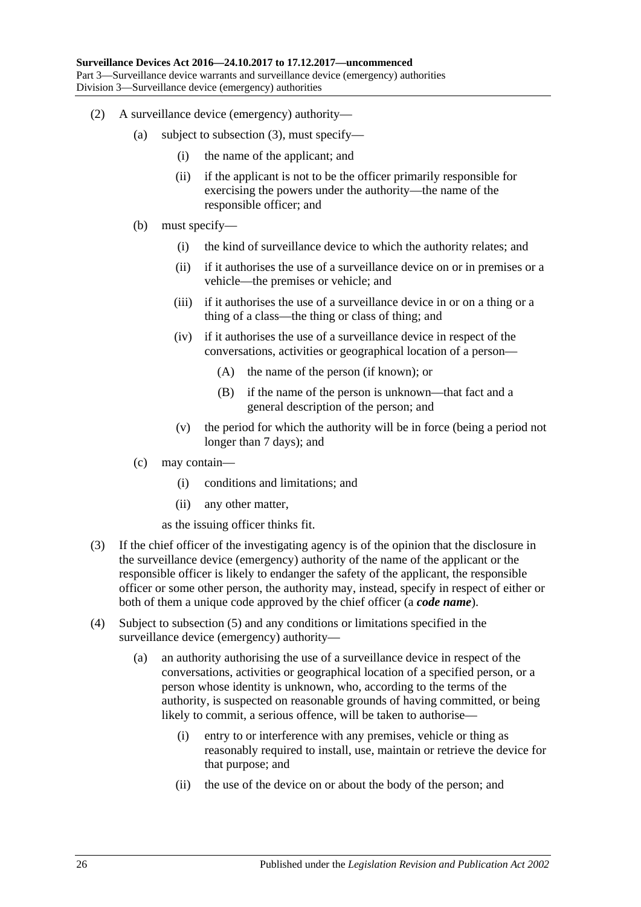(2) A surveillance device (emergency) authority—

(a) subject to subsection (3), must specify—

(i) the name of the applicant; and

(ii) if the applicant is not to be the officer primarily responsible for exercising the powers under the authority—the name of the responsible officer; and

(b) must specify—

(i) the kind of surveillance device to which the authority relates; and

(ii) if it authorises the use of a surveillance device on or in premises or a vehicle—the premises or vehicle; and

(iii) if it authorises the use of a surveillance device in or on a thing or a thing of a class—the thing or class of thing; and

(iv) if it authorises the use of a surveillance device in respect of the conversations, activities or geographical location of a person—

(A) the name of the person (if known); or

(B) if the name of the person is unknown—that fact and a general description of the person; and

(v) the period for which the authority will be in force (being a period not longer than 7 days); and

(c) may contain—

(i) conditions and limitations; and

(ii) any other matter,

as the issuing officer thinks fit.

(3) If the chief officer of the investigating agency is of the opinion that the disclosure in the surveillance device (emergency) authority of the name of the applicant or the responsible officer is likely to endanger the safety of the applicant, the responsible officer or some other person, the authority may, instead, specify in respect of either or both of them a unique code approved by the chief officer (a ***code name***).

(4) Subject to subsection (5) and any conditions or limitations specified in the surveillance device (emergency) authority—

(a) an authority authorising the use of a surveillance device in respect of the conversations, activities or geographical location of a specified person, or a person whose identity is unknown, who, according to the terms of the authority, is suspected on reasonable grounds of having committed, or being likely to commit, a serious offence, will be taken to authorise—

(i) entry to or interference with any premises, vehicle or thing as reasonably required to install, use, maintain or retrieve the device for that purpose; and

(ii) the use of the device on or about the body of the person; and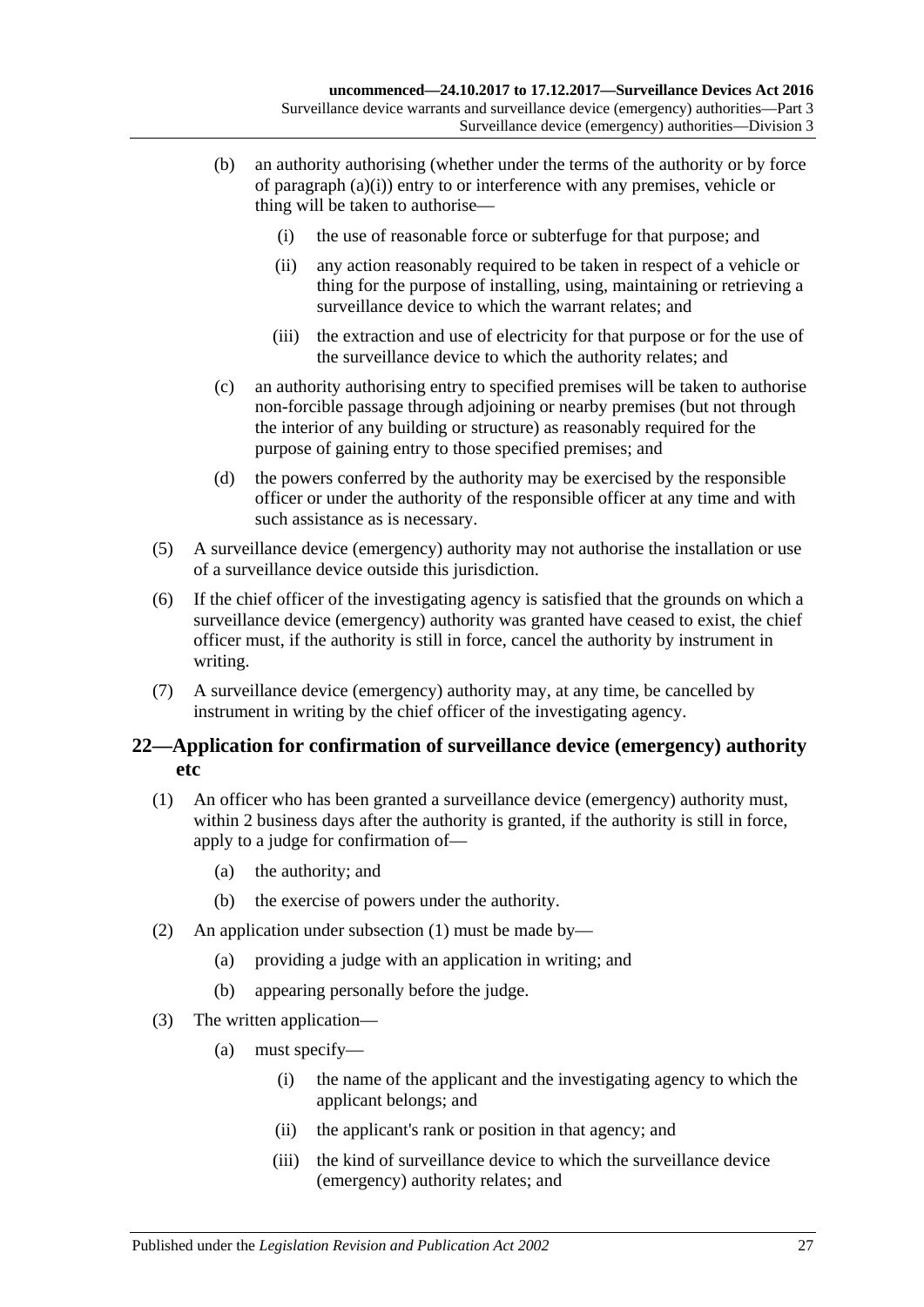(b) an authority authorising (whether under the terms of the authority or by force of paragraph (a)(i)) entry to or interference with any premises, vehicle or thing will be taken to authorise—

  (i) the use of reasonable force or subterfuge for that purpose; and

  (ii) any action reasonably required to be taken in respect of a vehicle or thing for the purpose of installing, using, maintaining or retrieving a surveillance device to which the warrant relates; and

  (iii) the extraction and use of electricity for that purpose or for the use of the surveillance device to which the authority relates; and

(c) an authority authorising entry to specified premises will be taken to authorise non-forcible passage through adjoining or nearby premises (but not through the interior of any building or structure) as reasonably required for the purpose of gaining entry to those specified premises; and

(d) the powers conferred by the authority may be exercised by the responsible officer or under the authority of the responsible officer at any time and with such assistance as is necessary.

(5) A surveillance device (emergency) authority may not authorise the installation or use of a surveillance device outside this jurisdiction.

(6) If the chief officer of the investigating agency is satisfied that the grounds on which a surveillance device (emergency) authority was granted have ceased to exist, the chief officer must, if the authority is still in force, cancel the authority by instrument in writing.

(7) A surveillance device (emergency) authority may, at any time, be cancelled by instrument in writing by the chief officer of the investigating agency.

## 22—Application for confirmation of surveillance device (emergency) authority etc

(1) An officer who has been granted a surveillance device (emergency) authority must, within 2 business days after the authority is granted, if the authority is still in force, apply to a judge for confirmation of—

  (a) the authority; and

  (b) the exercise of powers under the authority.

(2) An application under subsection (1) must be made by—

  (a) providing a judge with an application in writing; and

  (b) appearing personally before the judge.

(3) The written application—

  (a) must specify—

    (i) the name of the applicant and the investigating agency to which the applicant belongs; and

    (ii) the applicant's rank or position in that agency; and

    (iii) the kind of surveillance device to which the surveillance device (emergency) authority relates; and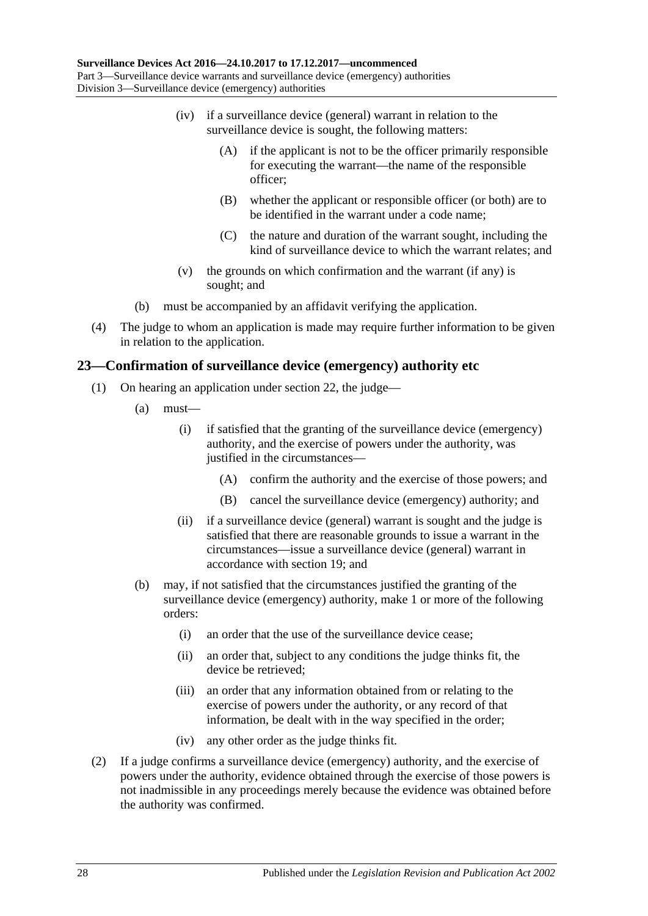(iv) if a surveillance device (general) warrant in relation to the surveillance device is sought, the following matters:

(A) if the applicant is not to be the officer primarily responsible for executing the warrant—the name of the responsible officer;

(B) whether the applicant or responsible officer (or both) are to be identified in the warrant under a code name;

(C) the nature and duration of the warrant sought, including the kind of surveillance device to which the warrant relates; and

(v) the grounds on which confirmation and the warrant (if any) is sought; and

(b) must be accompanied by an affidavit verifying the application.

(4) The judge to whom an application is made may require further information to be given in relation to the application.

## 23—Confirmation of surveillance device (emergency) authority etc

(1) On hearing an application under section 22, the judge—

(a) must—

(i) if satisfied that the granting of the surveillance device (emergency) authority, and the exercise of powers under the authority, was justified in the circumstances—

(A) confirm the authority and the exercise of those powers; and

(B) cancel the surveillance device (emergency) authority; and

(ii) if a surveillance device (general) warrant is sought and the judge is satisfied that there are reasonable grounds to issue a warrant in the circumstances—issue a surveillance device (general) warrant in accordance with section 19; and

(b) may, if not satisfied that the circumstances justified the granting of the surveillance device (emergency) authority, make 1 or more of the following orders:

(i) an order that the use of the surveillance device cease;

(ii) an order that, subject to any conditions the judge thinks fit, the device be retrieved;

(iii) an order that any information obtained from or relating to the exercise of powers under the authority, or any record of that information, be dealt with in the way specified in the order;

(iv) any other order as the judge thinks fit.

(2) If a judge confirms a surveillance device (emergency) authority, and the exercise of powers under the authority, evidence obtained through the exercise of those powers is not inadmissible in any proceedings merely because the evidence was obtained before the authority was confirmed.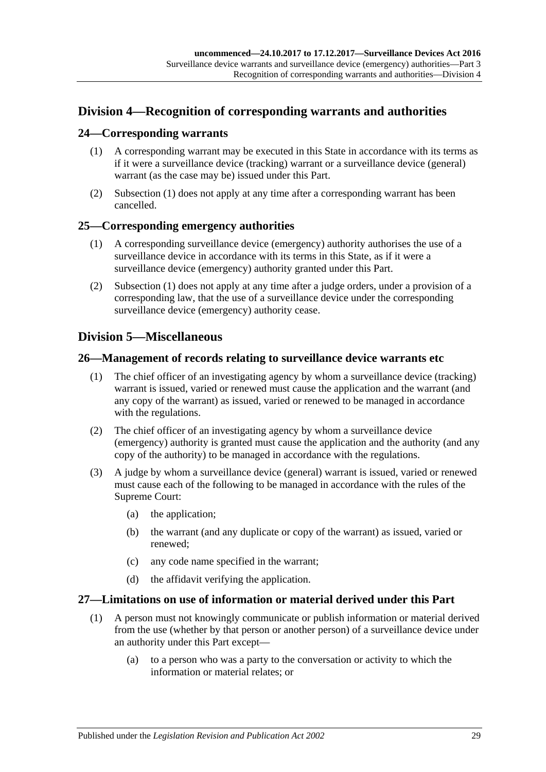## Division 4—Recognition of corresponding warrants and authorities

### 24—Corresponding warrants

(1) A corresponding warrant may be executed in this State in accordance with its terms as if it were a surveillance device (tracking) warrant or a surveillance device (general) warrant (as the case may be) issued under this Part.

(2) Subsection (1) does not apply at any time after a corresponding warrant has been cancelled.

### 25—Corresponding emergency authorities

(1) A corresponding surveillance device (emergency) authority authorises the use of a surveillance device in accordance with its terms in this State, as if it were a surveillance device (emergency) authority granted under this Part.

(2) Subsection (1) does not apply at any time after a judge orders, under a provision of a corresponding law, that the use of a surveillance device under the corresponding surveillance device (emergency) authority cease.

## Division 5—Miscellaneous

### 26—Management of records relating to surveillance device warrants etc

(1) The chief officer of an investigating agency by whom a surveillance device (tracking) warrant is issued, varied or renewed must cause the application and the warrant (and any copy of the warrant) as issued, varied or renewed to be managed in accordance with the regulations.

(2) The chief officer of an investigating agency by whom a surveillance device (emergency) authority is granted must cause the application and the authority (and any copy of the authority) to be managed in accordance with the regulations.

(3) A judge by whom a surveillance device (general) warrant is issued, varied or renewed must cause each of the following to be managed in accordance with the rules of the Supreme Court:

(a) the application;

(b) the warrant (and any duplicate or copy of the warrant) as issued, varied or renewed;

(c) any code name specified in the warrant;

(d) the affidavit verifying the application.

### 27—Limitations on use of information or material derived under this Part

(1) A person must not knowingly communicate or publish information or material derived from the use (whether by that person or another person) of a surveillance device under an authority under this Part except—

(a) to a person who was a party to the conversation or activity to which the information or material relates; or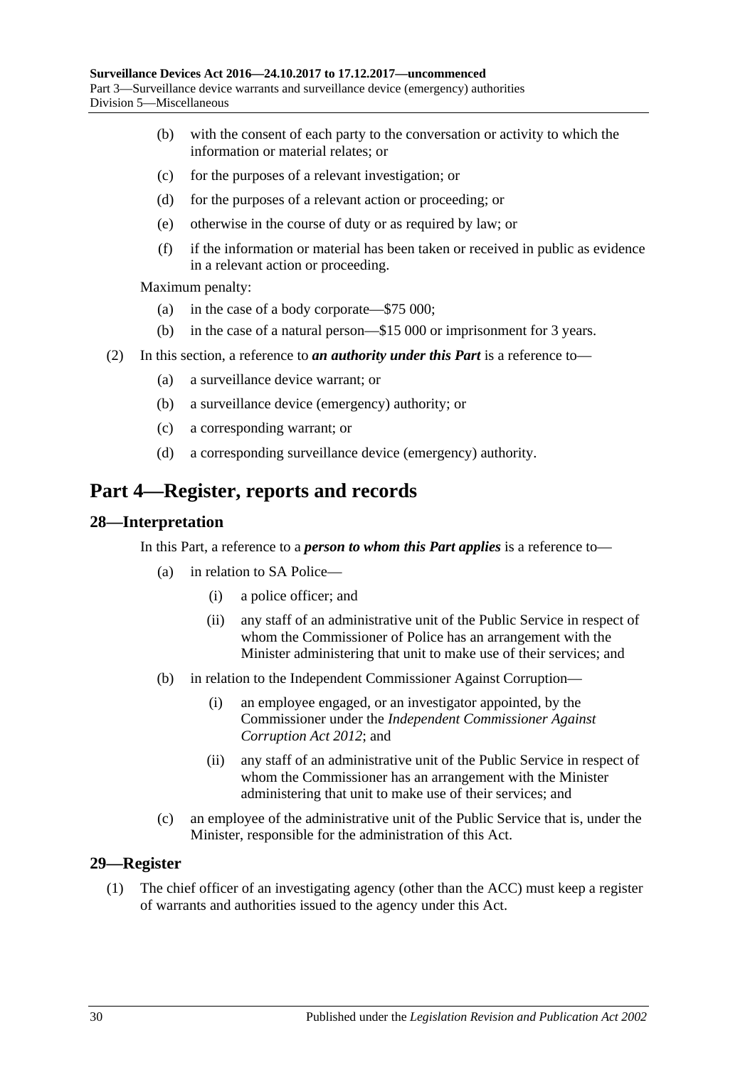(b) with the consent of each party to the conversation or activity to which the information or material relates; or

(c) for the purposes of a relevant investigation; or

(d) for the purposes of a relevant action or proceeding; or

(e) otherwise in the course of duty or as required by law; or

(f) if the information or material has been taken or received in public as evidence in a relevant action or proceeding.

Maximum penalty:

(a) in the case of a body corporate—$75 000;

(b) in the case of a natural person—$15 000 or imprisonment for 3 years.

(2) In this section, a reference to ***an authority under this Part*** is a reference to—

(a) a surveillance device warrant; or

(b) a surveillance device (emergency) authority; or

(c) a corresponding warrant; or

(d) a corresponding surveillance device (emergency) authority.

# Part 4—Register, reports and records

## 28—Interpretation

In this Part, a reference to a ***person to whom this Part applies*** is a reference to—

(a) in relation to SA Police—

(i) a police officer; and

(ii) any staff of an administrative unit of the Public Service in respect of whom the Commissioner of Police has an arrangement with the Minister administering that unit to make use of their services; and

(b) in relation to the Independent Commissioner Against Corruption—

(i) an employee engaged, or an investigator appointed, by the Commissioner under the *Independent Commissioner Against Corruption Act 2012*; and

(ii) any staff of an administrative unit of the Public Service in respect of whom the Commissioner has an arrangement with the Minister administering that unit to make use of their services; and

(c) an employee of the administrative unit of the Public Service that is, under the Minister, responsible for the administration of this Act.

## 29—Register

(1) The chief officer of an investigating agency (other than the ACC) must keep a register of warrants and authorities issued to the agency under this Act.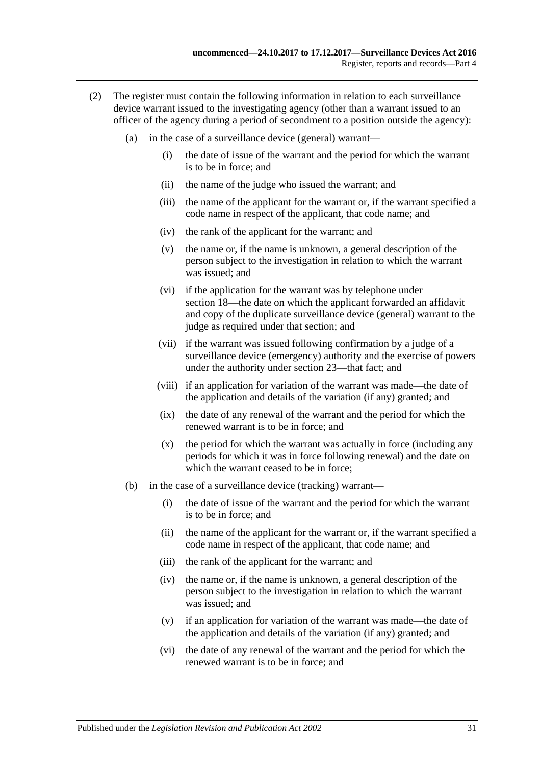(2) The register must contain the following information in relation to each surveillance device warrant issued to the investigating agency (other than a warrant issued to an officer of the agency during a period of secondment to a position outside the agency):

(a) in the case of a surveillance device (general) warrant—

(i) the date of issue of the warrant and the period for which the warrant is to be in force; and

(ii) the name of the judge who issued the warrant; and

(iii) the name of the applicant for the warrant or, if the warrant specified a code name in respect of the applicant, that code name; and

(iv) the rank of the applicant for the warrant; and

(v) the name or, if the name is unknown, a general description of the person subject to the investigation in relation to which the warrant was issued; and

(vi) if the application for the warrant was by telephone under section 18—the date on which the applicant forwarded an affidavit and copy of the duplicate surveillance device (general) warrant to the judge as required under that section; and

(vii) if the warrant was issued following confirmation by a judge of a surveillance device (emergency) authority and the exercise of powers under the authority under section 23—that fact; and

(viii) if an application for variation of the warrant was made—the date of the application and details of the variation (if any) granted; and

(ix) the date of any renewal of the warrant and the period for which the renewed warrant is to be in force; and

(x) the period for which the warrant was actually in force (including any periods for which it was in force following renewal) and the date on which the warrant ceased to be in force;

(b) in the case of a surveillance device (tracking) warrant—

(i) the date of issue of the warrant and the period for which the warrant is to be in force; and

(ii) the name of the applicant for the warrant or, if the warrant specified a code name in respect of the applicant, that code name; and

(iii) the rank of the applicant for the warrant; and

(iv) the name or, if the name is unknown, a general description of the person subject to the investigation in relation to which the warrant was issued; and

(v) if an application for variation of the warrant was made—the date of the application and details of the variation (if any) granted; and

(vi) the date of any renewal of the warrant and the period for which the renewed warrant is to be in force; and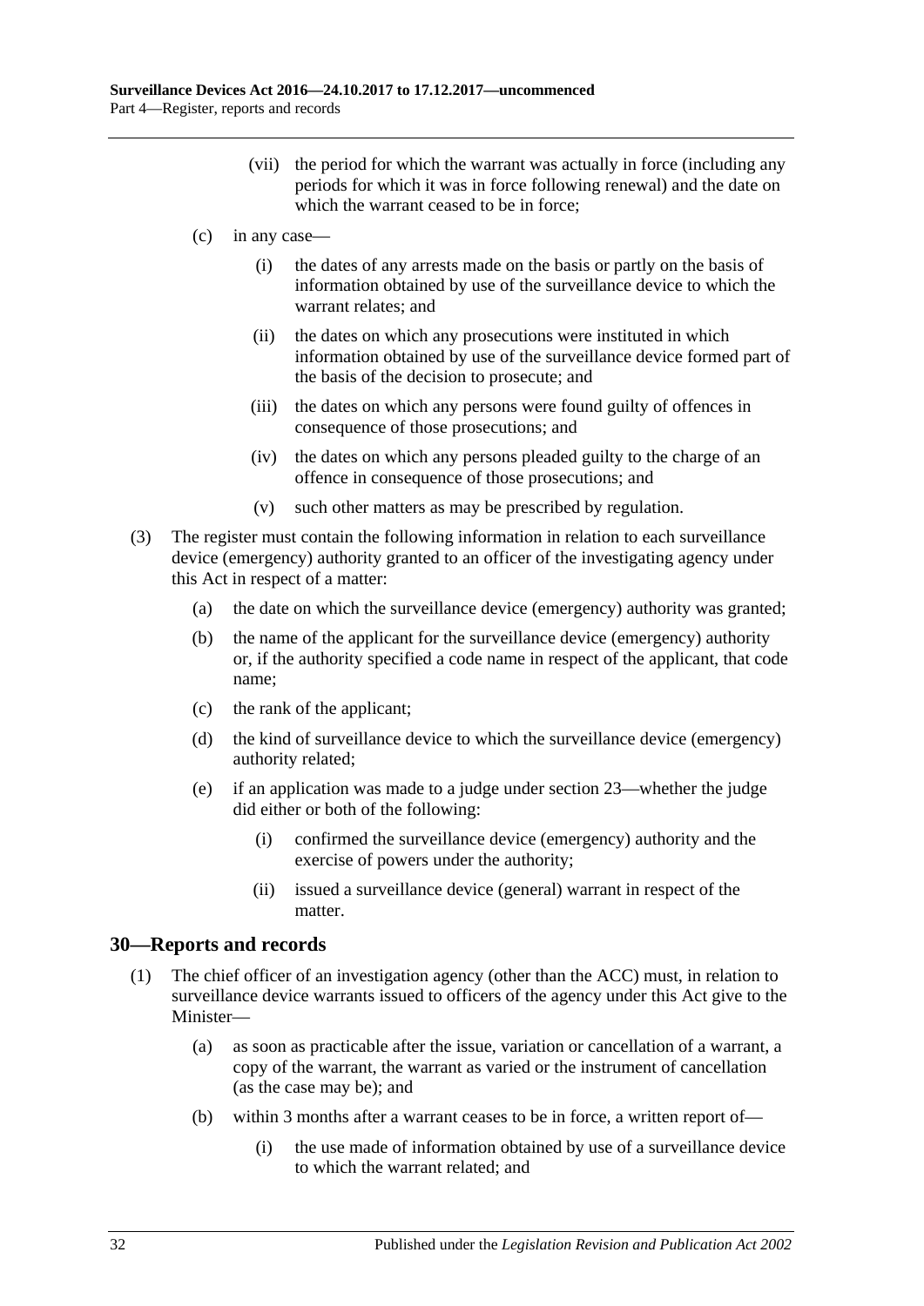(vii) the period for which the warrant was actually in force (including any periods for which it was in force following renewal) and the date on which the warrant ceased to be in force;

(c) in any case—

(i) the dates of any arrests made on the basis or partly on the basis of information obtained by use of the surveillance device to which the warrant relates; and

(ii) the dates on which any prosecutions were instituted in which information obtained by use of the surveillance device formed part of the basis of the decision to prosecute; and

(iii) the dates on which any persons were found guilty of offences in consequence of those prosecutions; and

(iv) the dates on which any persons pleaded guilty to the charge of an offence in consequence of those prosecutions; and

(v) such other matters as may be prescribed by regulation.

(3) The register must contain the following information in relation to each surveillance device (emergency) authority granted to an officer of the investigating agency under this Act in respect of a matter:

(a) the date on which the surveillance device (emergency) authority was granted;

(b) the name of the applicant for the surveillance device (emergency) authority or, if the authority specified a code name in respect of the applicant, that code name;

(c) the rank of the applicant;

(d) the kind of surveillance device to which the surveillance device (emergency) authority related;

(e) if an application was made to a judge under section 23—whether the judge did either or both of the following:

(i) confirmed the surveillance device (emergency) authority and the exercise of powers under the authority;

(ii) issued a surveillance device (general) warrant in respect of the matter.

## 30—Reports and records

(1) The chief officer of an investigation agency (other than the ACC) must, in relation to surveillance device warrants issued to officers of the agency under this Act give to the Minister—

(a) as soon as practicable after the issue, variation or cancellation of a warrant, a copy of the warrant, the warrant as varied or the instrument of cancellation (as the case may be); and

(b) within 3 months after a warrant ceases to be in force, a written report of—

(i) the use made of information obtained by use of a surveillance device to which the warrant related; and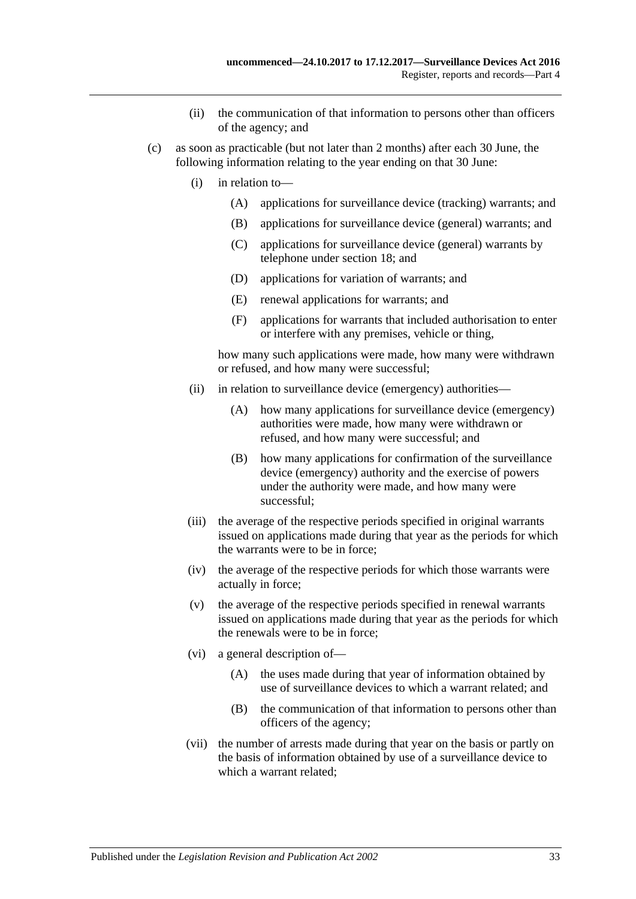(ii) the communication of that information to persons other than officers of the agency; and

(c) as soon as practicable (but not later than 2 months) after each 30 June, the following information relating to the year ending on that 30 June:

   (i) in relation to—

      (A) applications for surveillance device (tracking) warrants; and

      (B) applications for surveillance device (general) warrants; and

      (C) applications for surveillance device (general) warrants by telephone under section 18; and

      (D) applications for variation of warrants; and

      (E) renewal applications for warrants; and

      (F) applications for warrants that included authorisation to enter or interfere with any premises, vehicle or thing,

   how many such applications were made, how many were withdrawn or refused, and how many were successful;

   (ii) in relation to surveillance device (emergency) authorities—

      (A) how many applications for surveillance device (emergency) authorities were made, how many were withdrawn or refused, and how many were successful; and

      (B) how many applications for confirmation of the surveillance device (emergency) authority and the exercise of powers under the authority were made, and how many were successful;

   (iii) the average of the respective periods specified in original warrants issued on applications made during that year as the periods for which the warrants were to be in force;

   (iv) the average of the respective periods for which those warrants were actually in force;

   (v) the average of the respective periods specified in renewal warrants issued on applications made during that year as the periods for which the renewals were to be in force;

   (vi) a general description of—

      (A) the uses made during that year of information obtained by use of surveillance devices to which a warrant related; and

      (B) the communication of that information to persons other than officers of the agency;

   (vii) the number of arrests made during that year on the basis or partly on the basis of information obtained by use of a surveillance device to which a warrant related;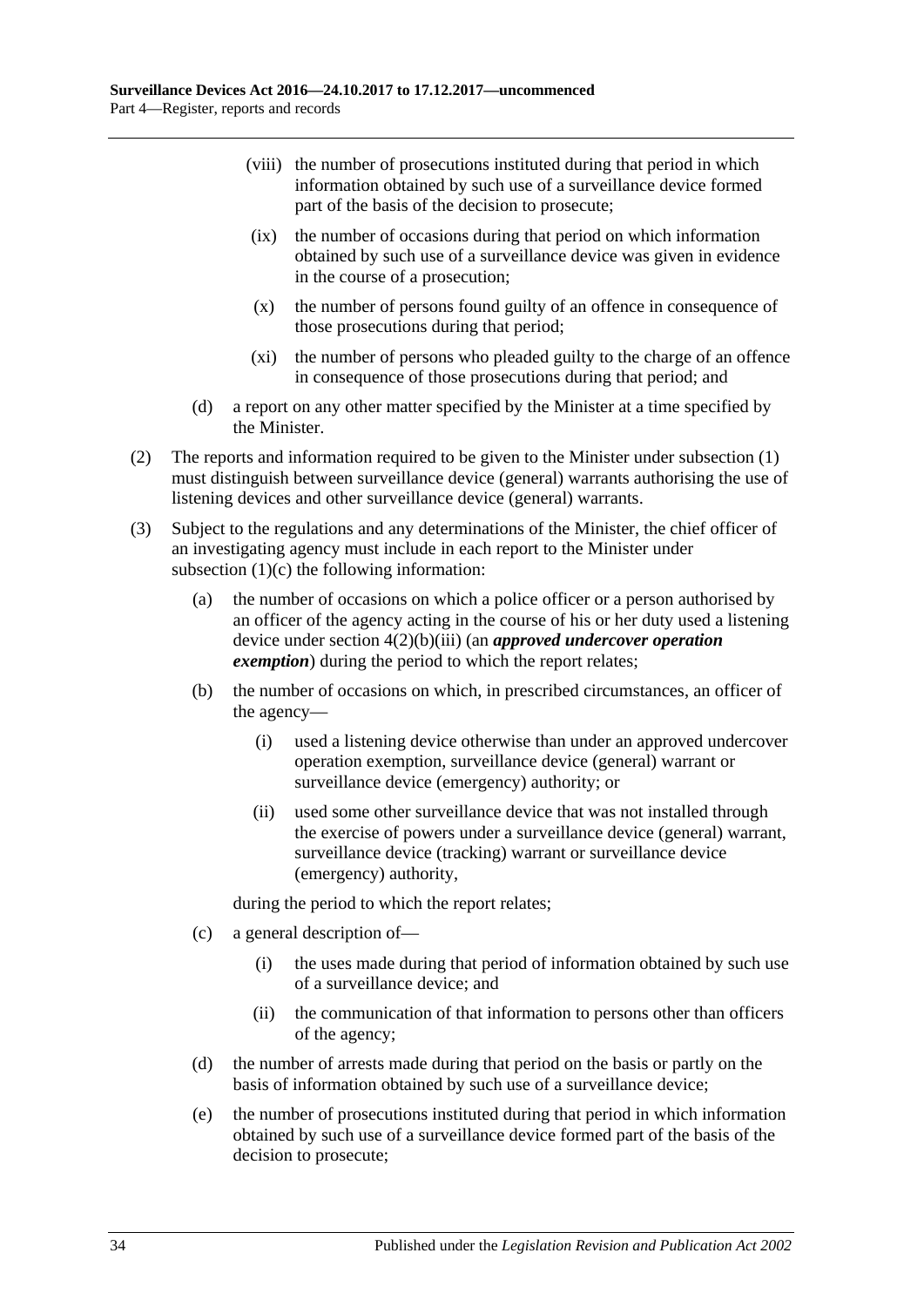(viii) the number of prosecutions instituted during that period in which information obtained by such use of a surveillance device formed part of the basis of the decision to prosecute;

(ix) the number of occasions during that period on which information obtained by such use of a surveillance device was given in evidence in the course of a prosecution;

(x) the number of persons found guilty of an offence in consequence of those prosecutions during that period;

(xi) the number of persons who pleaded guilty to the charge of an offence in consequence of those prosecutions during that period; and

(d) a report on any other matter specified by the Minister at a time specified by the Minister.

(2) The reports and information required to be given to the Minister under subsection (1) must distinguish between surveillance device (general) warrants authorising the use of listening devices and other surveillance device (general) warrants.

(3) Subject to the regulations and any determinations of the Minister, the chief officer of an investigating agency must include in each report to the Minister under subsection (1)(c) the following information:

(a) the number of occasions on which a police officer or a person authorised by an officer of the agency acting in the course of his or her duty used a listening device under section 4(2)(b)(iii) (an ***approved undercover operation exemption***) during the period to which the report relates;

(b) the number of occasions on which, in prescribed circumstances, an officer of the agency—

(i) used a listening device otherwise than under an approved undercover operation exemption, surveillance device (general) warrant or surveillance device (emergency) authority; or

(ii) used some other surveillance device that was not installed through the exercise of powers under a surveillance device (general) warrant, surveillance device (tracking) warrant or surveillance device (emergency) authority,

during the period to which the report relates;

(c) a general description of—

(i) the uses made during that period of information obtained by such use of a surveillance device; and

(ii) the communication of that information to persons other than officers of the agency;

(d) the number of arrests made during that period on the basis or partly on the basis of information obtained by such use of a surveillance device;

(e) the number of prosecutions instituted during that period in which information obtained by such use of a surveillance device formed part of the basis of the decision to prosecute;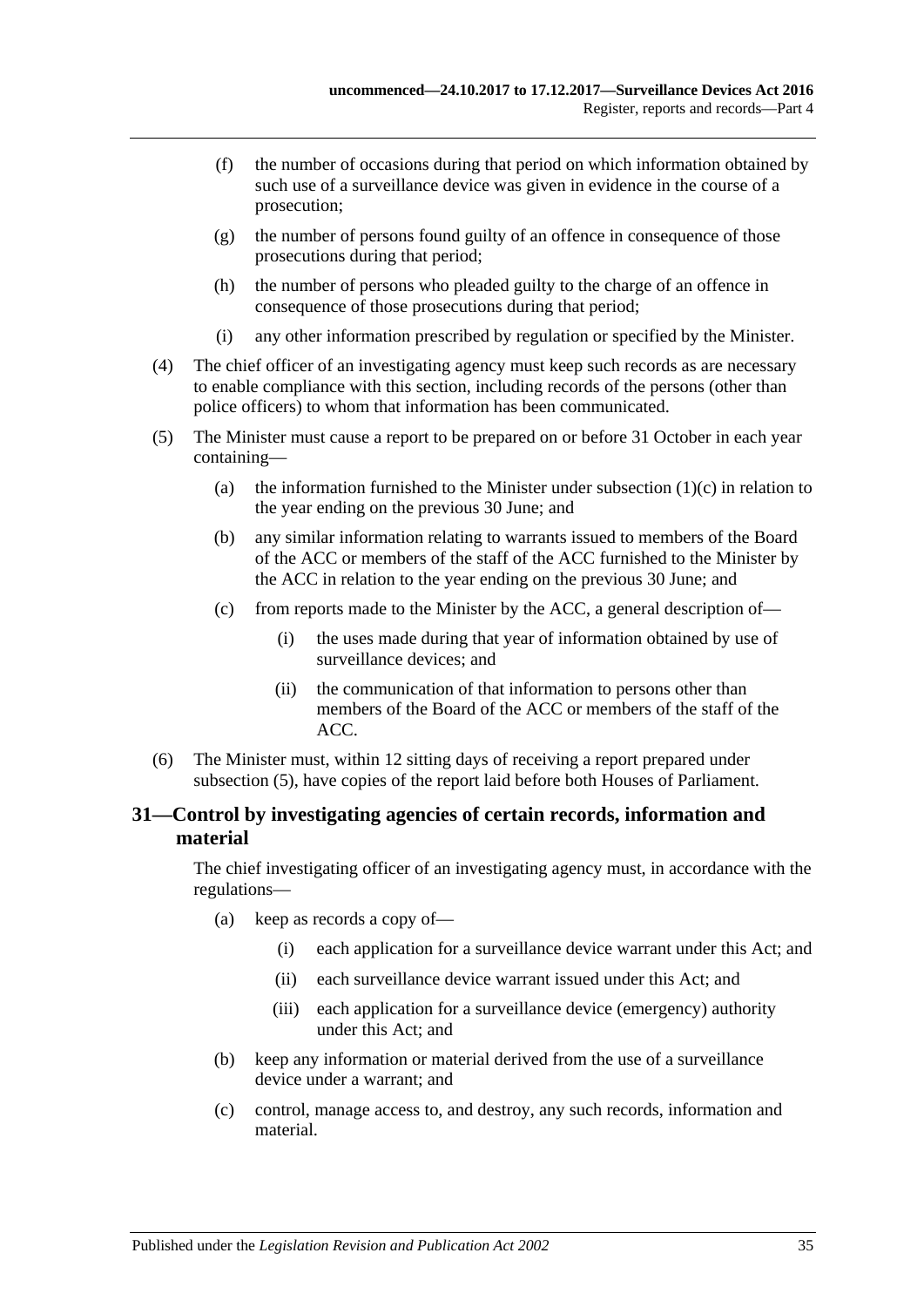(f) the number of occasions during that period on which information obtained by such use of a surveillance device was given in evidence in the course of a prosecution;

(g) the number of persons found guilty of an offence in consequence of those prosecutions during that period;

(h) the number of persons who pleaded guilty to the charge of an offence in consequence of those prosecutions during that period;

(i) any other information prescribed by regulation or specified by the Minister.

(4) The chief officer of an investigating agency must keep such records as are necessary to enable compliance with this section, including records of the persons (other than police officers) to whom that information has been communicated.

(5) The Minister must cause a report to be prepared on or before 31 October in each year containing—

(a) the information furnished to the Minister under subsection (1)(c) in relation to the year ending on the previous 30 June; and

(b) any similar information relating to warrants issued to members of the Board of the ACC or members of the staff of the ACC furnished to the Minister by the ACC in relation to the year ending on the previous 30 June; and

(c) from reports made to the Minister by the ACC, a general description of—

(i) the uses made during that year of information obtained by use of surveillance devices; and

(ii) the communication of that information to persons other than members of the Board of the ACC or members of the staff of the ACC.

(6) The Minister must, within 12 sitting days of receiving a report prepared under subsection (5), have copies of the report laid before both Houses of Parliament.

## 31—Control by investigating agencies of certain records, information and material

The chief investigating officer of an investigating agency must, in accordance with the regulations—

(a) keep as records a copy of—

(i) each application for a surveillance device warrant under this Act; and

(ii) each surveillance device warrant issued under this Act; and

(iii) each application for a surveillance device (emergency) authority under this Act; and

(b) keep any information or material derived from the use of a surveillance device under a warrant; and

(c) control, manage access to, and destroy, any such records, information and material.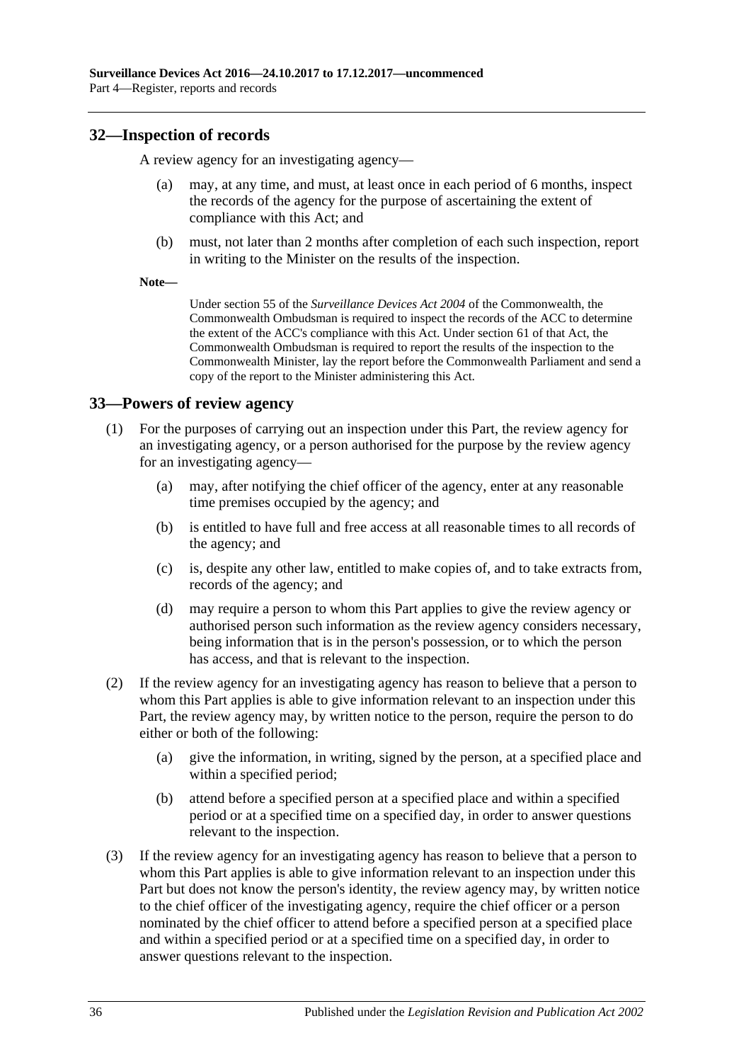## 32—Inspection of records

A review agency for an investigating agency—

(a) may, at any time, and must, at least once in each period of 6 months, inspect the records of the agency for the purpose of ascertaining the extent of compliance with this Act; and

(b) must, not later than 2 months after completion of each such inspection, report in writing to the Minister on the results of the inspection.

**Note—**

Under section 55 of the *Surveillance Devices Act 2004* of the Commonwealth, the Commonwealth Ombudsman is required to inspect the records of the ACC to determine the extent of the ACC's compliance with this Act. Under section 61 of that Act, the Commonwealth Ombudsman is required to report the results of the inspection to the Commonwealth Minister, lay the report before the Commonwealth Parliament and send a copy of the report to the Minister administering this Act.

## 33—Powers of review agency

(1) For the purposes of carrying out an inspection under this Part, the review agency for an investigating agency, or a person authorised for the purpose by the review agency for an investigating agency—

(a) may, after notifying the chief officer of the agency, enter at any reasonable time premises occupied by the agency; and

(b) is entitled to have full and free access at all reasonable times to all records of the agency; and

(c) is, despite any other law, entitled to make copies of, and to take extracts from, records of the agency; and

(d) may require a person to whom this Part applies to give the review agency or authorised person such information as the review agency considers necessary, being information that is in the person's possession, or to which the person has access, and that is relevant to the inspection.

(2) If the review agency for an investigating agency has reason to believe that a person to whom this Part applies is able to give information relevant to an inspection under this Part, the review agency may, by written notice to the person, require the person to do either or both of the following:

(a) give the information, in writing, signed by the person, at a specified place and within a specified period;

(b) attend before a specified person at a specified place and within a specified period or at a specified time on a specified day, in order to answer questions relevant to the inspection.

(3) If the review agency for an investigating agency has reason to believe that a person to whom this Part applies is able to give information relevant to an inspection under this Part but does not know the person's identity, the review agency may, by written notice to the chief officer of the investigating agency, require the chief officer or a person nominated by the chief officer to attend before a specified person at a specified place and within a specified period or at a specified time on a specified day, in order to answer questions relevant to the inspection.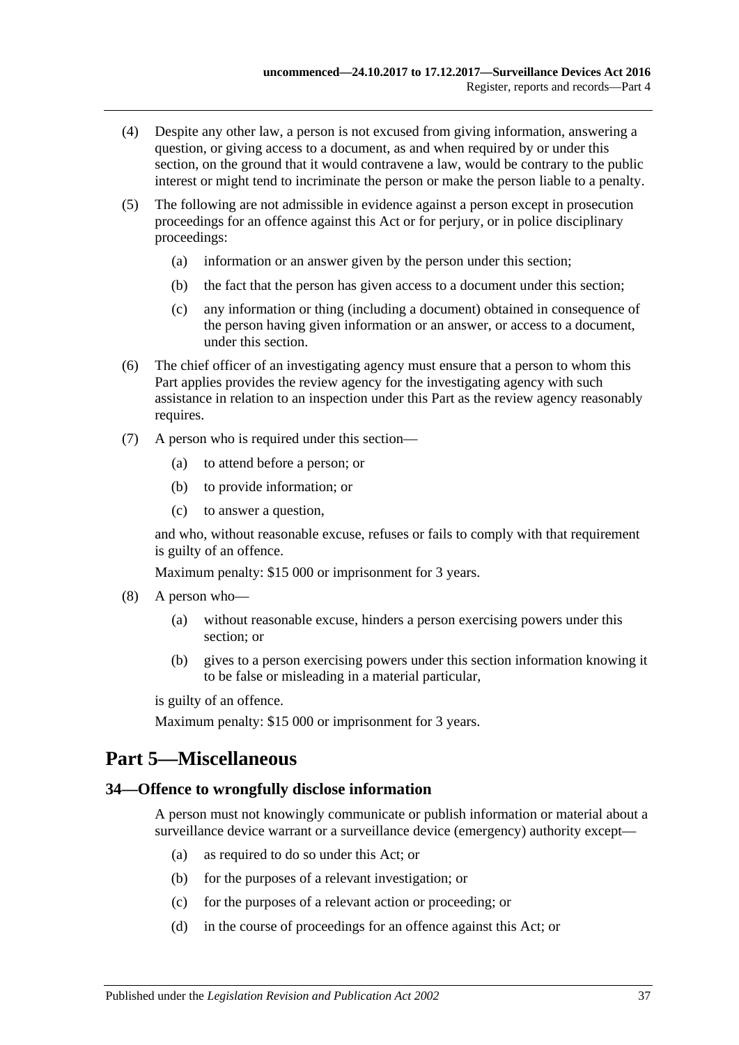(4) Despite any other law, a person is not excused from giving information, answering a question, or giving access to a document, as and when required by or under this section, on the ground that it would contravene a law, would be contrary to the public interest or might tend to incriminate the person or make the person liable to a penalty.

(5) The following are not admissible in evidence against a person except in prosecution proceedings for an offence against this Act or for perjury, or in police disciplinary proceedings:

- (a) information or an answer given by the person under this section;
- (b) the fact that the person has given access to a document under this section;
- (c) any information or thing (including a document) obtained in consequence of the person having given information or an answer, or access to a document, under this section.

(6) The chief officer of an investigating agency must ensure that a person to whom this Part applies provides the review agency for the investigating agency with such assistance in relation to an inspection under this Part as the review agency reasonably requires.

(7) A person who is required under this section—

- (a) to attend before a person; or
- (b) to provide information; or
- (c) to answer a question,

and who, without reasonable excuse, refuses or fails to comply with that requirement is guilty of an offence.

Maximum penalty: $15 000 or imprisonment for 3 years.

(8) A person who—

- (a) without reasonable excuse, hinders a person exercising powers under this section; or
- (b) gives to a person exercising powers under this section information knowing it to be false or misleading in a material particular,

is guilty of an offence.

Maximum penalty: $15 000 or imprisonment for 3 years.

# Part 5—Miscellaneous

## 34—Offence to wrongfully disclose information

A person must not knowingly communicate or publish information or material about a surveillance device warrant or a surveillance device (emergency) authority except—

- (a) as required to do so under this Act; or
- (b) for the purposes of a relevant investigation; or
- (c) for the purposes of a relevant action or proceeding; or
- (d) in the course of proceedings for an offence against this Act; or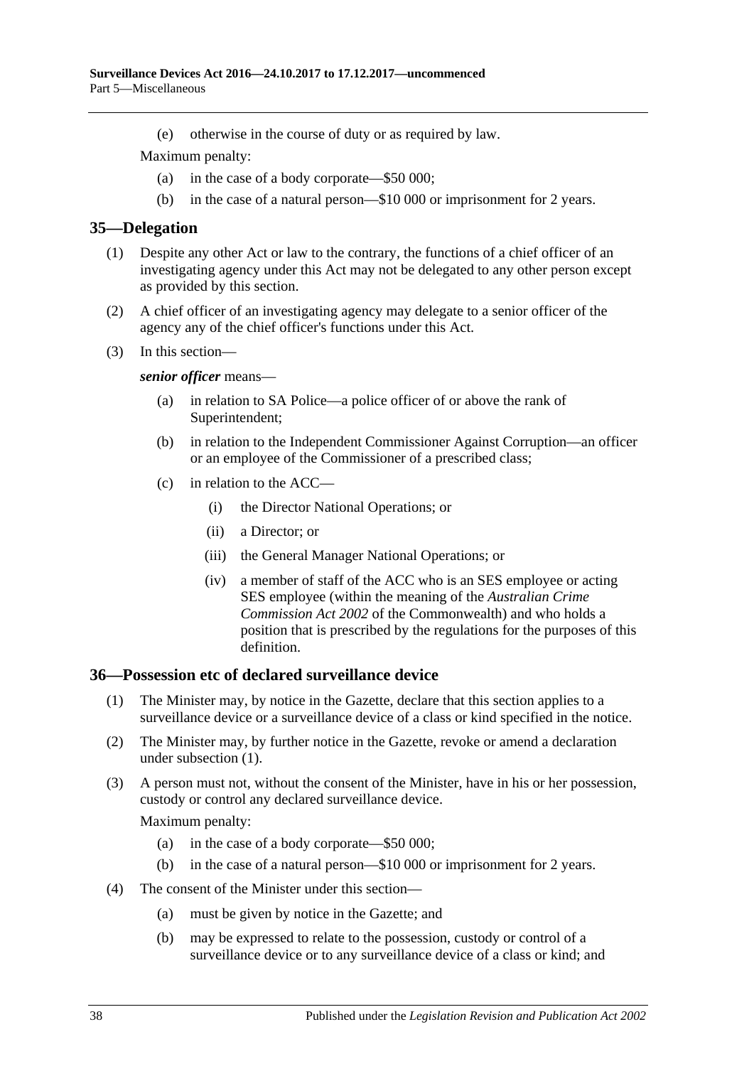(e) otherwise in the course of duty or as required by law.

Maximum penalty:

(a) in the case of a body corporate—$50 000;

(b) in the case of a natural person—$10 000 or imprisonment for 2 years.

## 35—Delegation

(1) Despite any other Act or law to the contrary, the functions of a chief officer of an investigating agency under this Act may not be delegated to any other person except as provided by this section.

(2) A chief officer of an investigating agency may delegate to a senior officer of the agency any of the chief officer's functions under this Act.

(3) In this section—

***senior officer*** means—

(a) in relation to SA Police—a police officer of or above the rank of Superintendent;

(b) in relation to the Independent Commissioner Against Corruption—an officer or an employee of the Commissioner of a prescribed class;

(c) in relation to the ACC—

(i) the Director National Operations; or

(ii) a Director; or

(iii) the General Manager National Operations; or

(iv) a member of staff of the ACC who is an SES employee or acting SES employee (within the meaning of the *Australian Crime Commission Act 2002* of the Commonwealth) and who holds a position that is prescribed by the regulations for the purposes of this definition.

## 36—Possession etc of declared surveillance device

(1) The Minister may, by notice in the Gazette, declare that this section applies to a surveillance device or a surveillance device of a class or kind specified in the notice.

(2) The Minister may, by further notice in the Gazette, revoke or amend a declaration under subsection (1).

(3) A person must not, without the consent of the Minister, have in his or her possession, custody or control any declared surveillance device.

Maximum penalty:

(a) in the case of a body corporate—$50 000;

(b) in the case of a natural person—$10 000 or imprisonment for 2 years.

(4) The consent of the Minister under this section—

(a) must be given by notice in the Gazette; and

(b) may be expressed to relate to the possession, custody or control of a surveillance device or to any surveillance device of a class or kind; and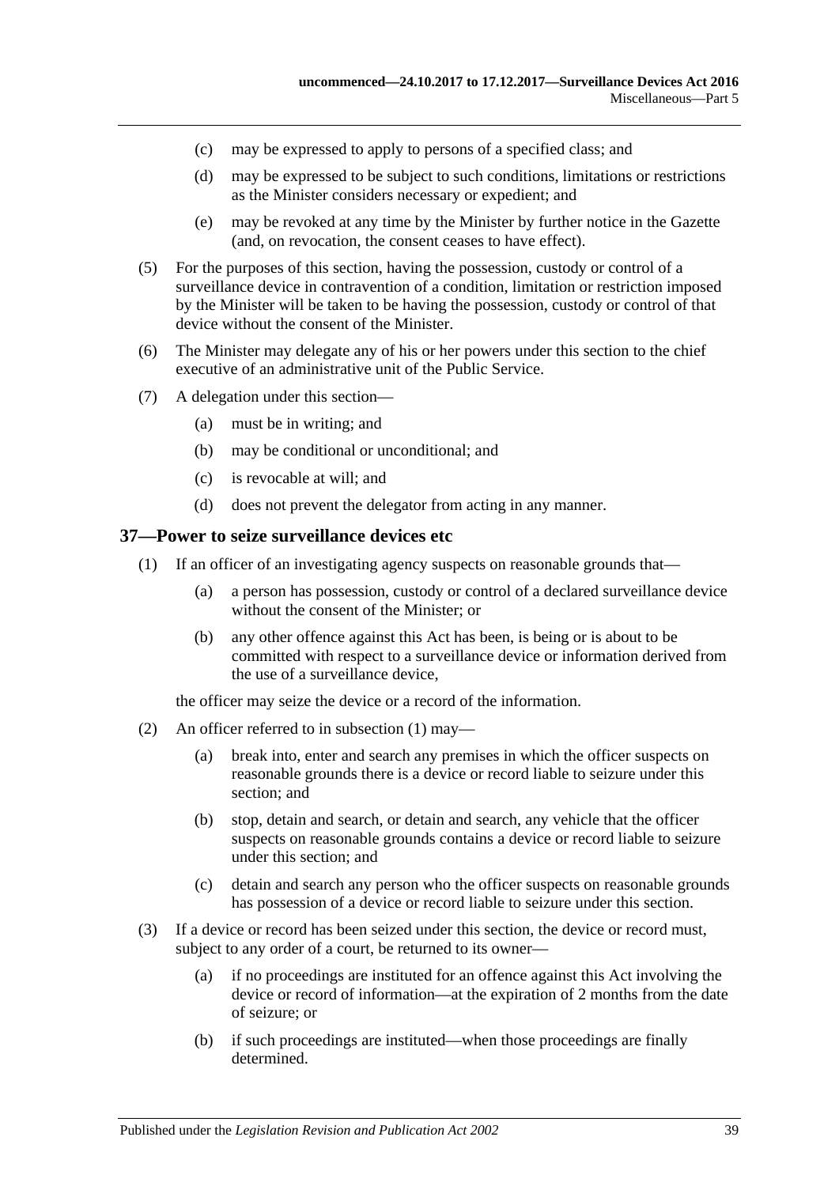(c) may be expressed to apply to persons of a specified class; and

(d) may be expressed to be subject to such conditions, limitations or restrictions as the Minister considers necessary or expedient; and

(e) may be revoked at any time by the Minister by further notice in the Gazette (and, on revocation, the consent ceases to have effect).

(5) For the purposes of this section, having the possession, custody or control of a surveillance device in contravention of a condition, limitation or restriction imposed by the Minister will be taken to be having the possession, custody or control of that device without the consent of the Minister.

(6) The Minister may delegate any of his or her powers under this section to the chief executive of an administrative unit of the Public Service.

(7) A delegation under this section—

(a) must be in writing; and

(b) may be conditional or unconditional; and

(c) is revocable at will; and

(d) does not prevent the delegator from acting in any manner.

## 37—Power to seize surveillance devices etc

(1) If an officer of an investigating agency suspects on reasonable grounds that—

(a) a person has possession, custody or control of a declared surveillance device without the consent of the Minister; or

(b) any other offence against this Act has been, is being or is about to be committed with respect to a surveillance device or information derived from the use of a surveillance device,

the officer may seize the device or a record of the information.

(2) An officer referred to in subsection (1) may—

(a) break into, enter and search any premises in which the officer suspects on reasonable grounds there is a device or record liable to seizure under this section; and

(b) stop, detain and search, or detain and search, any vehicle that the officer suspects on reasonable grounds contains a device or record liable to seizure under this section; and

(c) detain and search any person who the officer suspects on reasonable grounds has possession of a device or record liable to seizure under this section.

(3) If a device or record has been seized under this section, the device or record must, subject to any order of a court, be returned to its owner—

(a) if no proceedings are instituted for an offence against this Act involving the device or record of information—at the expiration of 2 months from the date of seizure; or

(b) if such proceedings are instituted—when those proceedings are finally determined.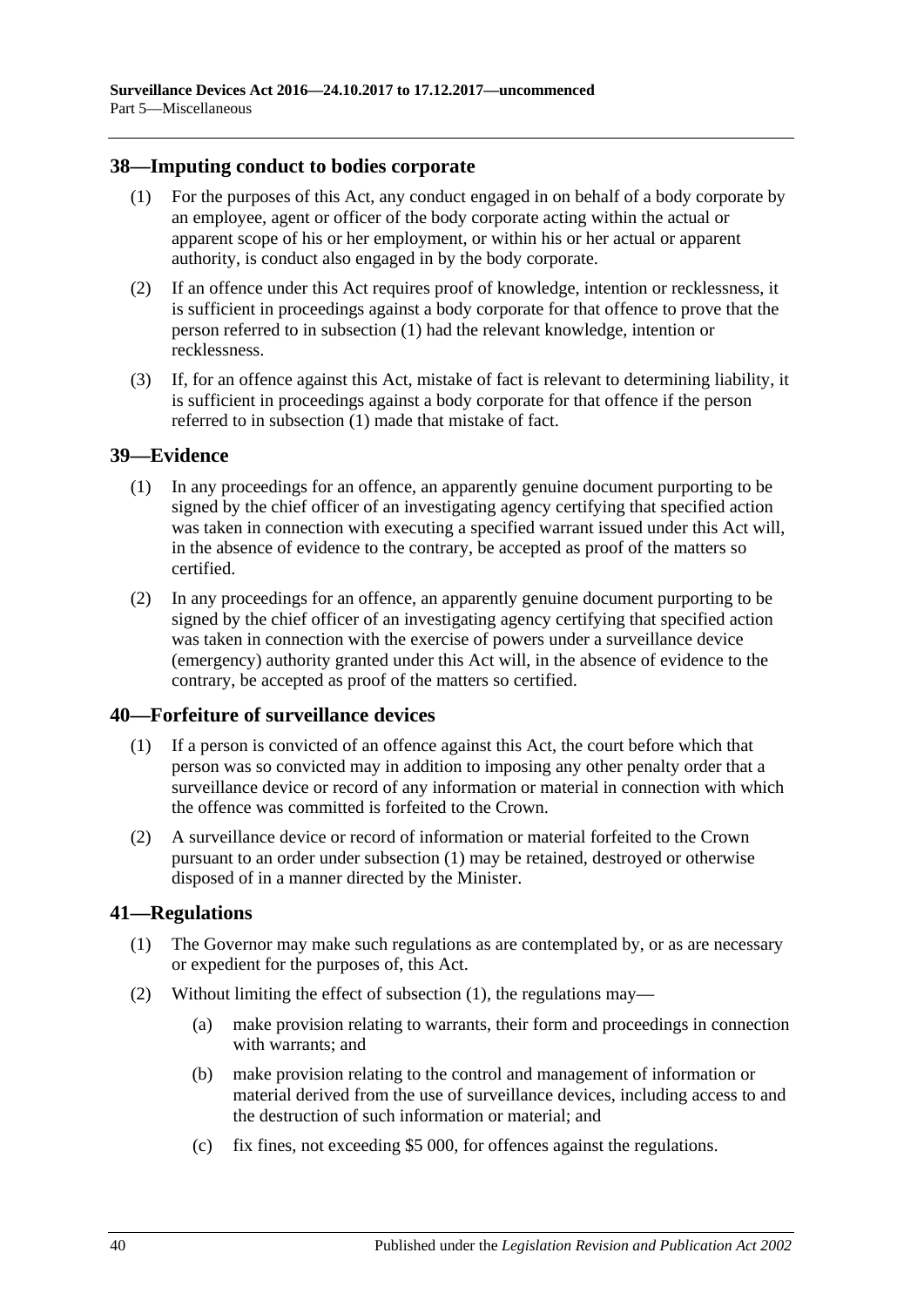## 38—Imputing conduct to bodies corporate

(1) For the purposes of this Act, any conduct engaged in on behalf of a body corporate by an employee, agent or officer of the body corporate acting within the actual or apparent scope of his or her employment, or within his or her actual or apparent authority, is conduct also engaged in by the body corporate.

(2) If an offence under this Act requires proof of knowledge, intention or recklessness, it is sufficient in proceedings against a body corporate for that offence to prove that the person referred to in subsection (1) had the relevant knowledge, intention or recklessness.

(3) If, for an offence against this Act, mistake of fact is relevant to determining liability, it is sufficient in proceedings against a body corporate for that offence if the person referred to in subsection (1) made that mistake of fact.

## 39—Evidence

(1) In any proceedings for an offence, an apparently genuine document purporting to be signed by the chief officer of an investigating agency certifying that specified action was taken in connection with executing a specified warrant issued under this Act will, in the absence of evidence to the contrary, be accepted as proof of the matters so certified.

(2) In any proceedings for an offence, an apparently genuine document purporting to be signed by the chief officer of an investigating agency certifying that specified action was taken in connection with the exercise of powers under a surveillance device (emergency) authority granted under this Act will, in the absence of evidence to the contrary, be accepted as proof of the matters so certified.

## 40—Forfeiture of surveillance devices

(1) If a person is convicted of an offence against this Act, the court before which that person was so convicted may in addition to imposing any other penalty order that a surveillance device or record of any information or material in connection with which the offence was committed is forfeited to the Crown.

(2) A surveillance device or record of information or material forfeited to the Crown pursuant to an order under subsection (1) may be retained, destroyed or otherwise disposed of in a manner directed by the Minister.

## 41—Regulations

(1) The Governor may make such regulations as are contemplated by, or as are necessary or expedient for the purposes of, this Act.

(2) Without limiting the effect of subsection (1), the regulations may—

(a) make provision relating to warrants, their form and proceedings in connection with warrants; and

(b) make provision relating to the control and management of information or material derived from the use of surveillance devices, including access to and the destruction of such information or material; and

(c) fix fines, not exceeding $5 000, for offences against the regulations.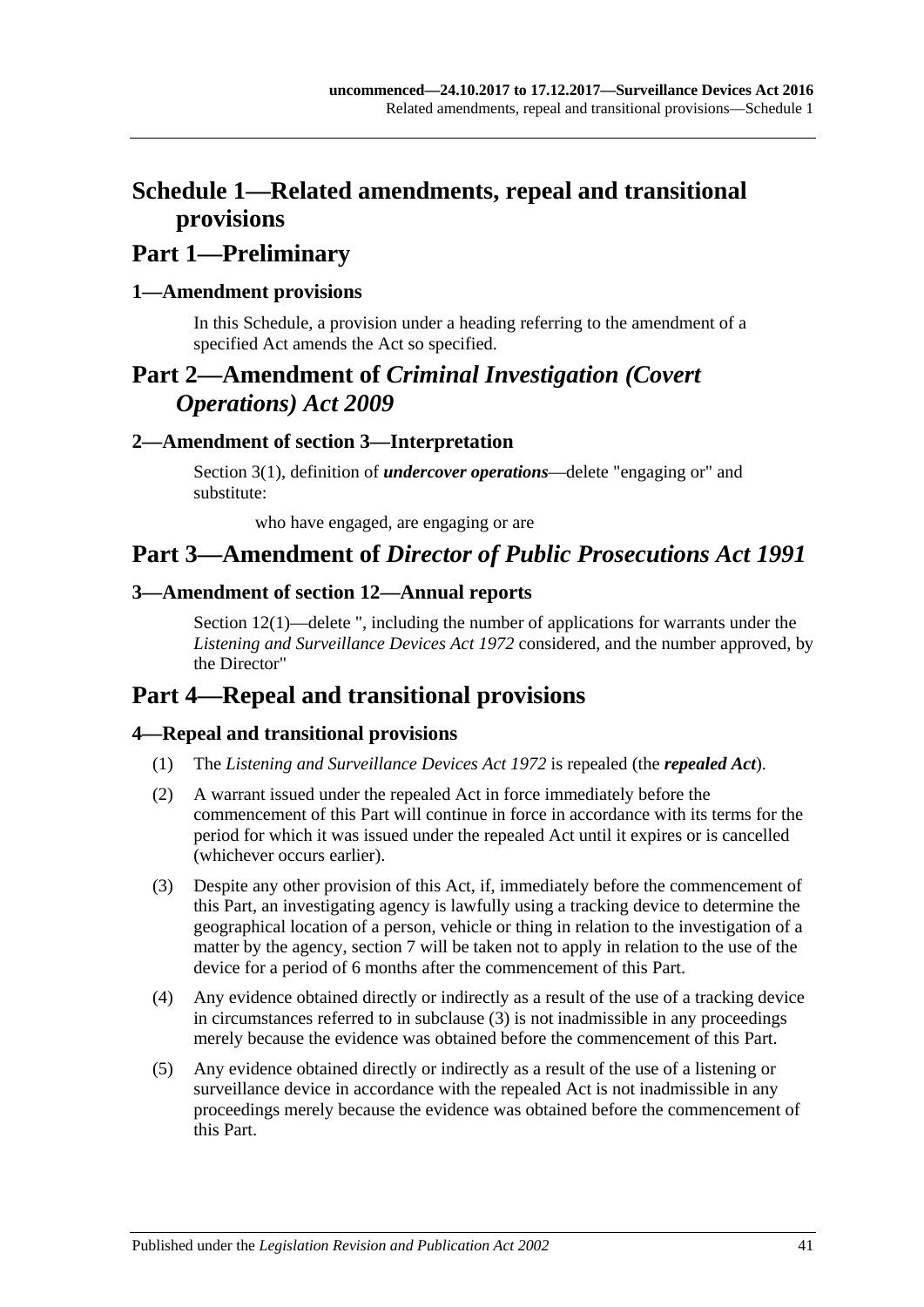# Schedule 1—Related amendments, repeal and transitional provisions

## Part 1—Preliminary

### 1—Amendment provisions

In this Schedule, a provision under a heading referring to the amendment of a specified Act amends the Act so specified.

## Part 2—Amendment of *Criminal Investigation (Covert Operations) Act 2009*

### 2—Amendment of section 3—Interpretation

Section 3(1), definition of ***undercover operations***—delete "engaging or" and substitute:

who have engaged, are engaging or are

## Part 3—Amendment of *Director of Public Prosecutions Act 1991*

### 3—Amendment of section 12—Annual reports

Section 12(1)—delete ", including the number of applications for warrants under the *Listening and Surveillance Devices Act 1972* considered, and the number approved, by the Director"

## Part 4—Repeal and transitional provisions

### 4—Repeal and transitional provisions

(1) The *Listening and Surveillance Devices Act 1972* is repealed (the ***repealed Act***).

(2) A warrant issued under the repealed Act in force immediately before the commencement of this Part will continue in force in accordance with its terms for the period for which it was issued under the repealed Act until it expires or is cancelled (whichever occurs earlier).

(3) Despite any other provision of this Act, if, immediately before the commencement of this Part, an investigating agency is lawfully using a tracking device to determine the geographical location of a person, vehicle or thing in relation to the investigation of a matter by the agency, section 7 will be taken not to apply in relation to the use of the device for a period of 6 months after the commencement of this Part.

(4) Any evidence obtained directly or indirectly as a result of the use of a tracking device in circumstances referred to in subclause (3) is not inadmissible in any proceedings merely because the evidence was obtained before the commencement of this Part.

(5) Any evidence obtained directly or indirectly as a result of the use of a listening or surveillance device in accordance with the repealed Act is not inadmissible in any proceedings merely because the evidence was obtained before the commencement of this Part.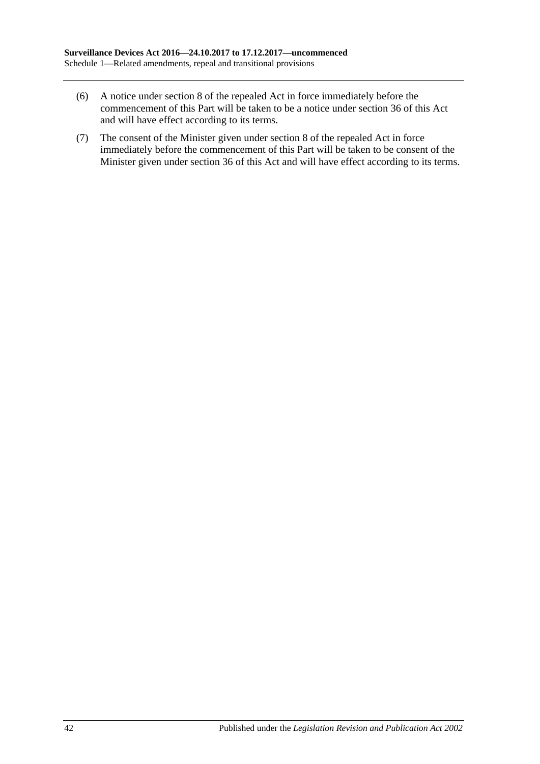(6) A notice under section 8 of the repealed Act in force immediately before the commencement of this Part will be taken to be a notice under section 36 of this Act and will have effect according to its terms.

(7) The consent of the Minister given under section 8 of the repealed Act in force immediately before the commencement of this Part will be taken to be consent of the Minister given under section 36 of this Act and will have effect according to its terms.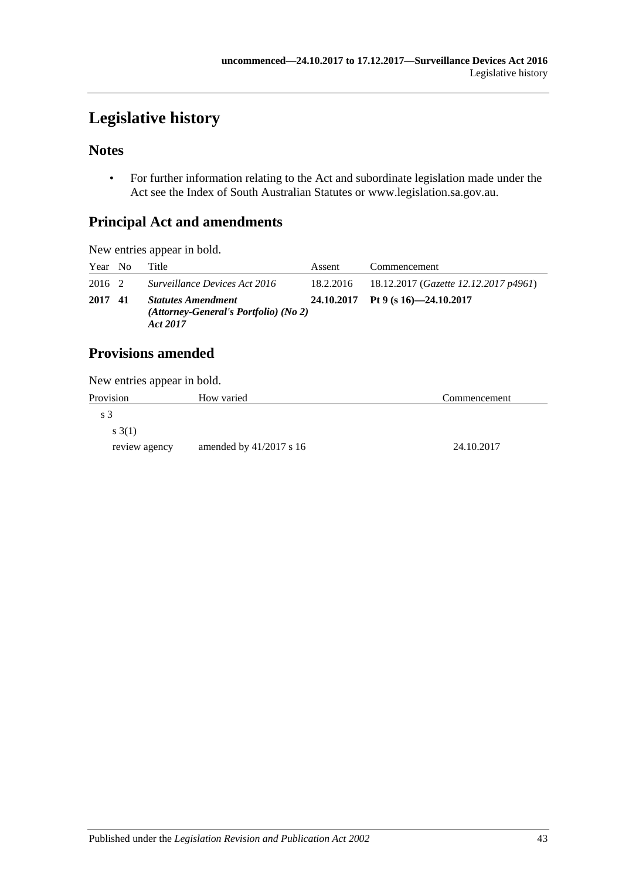# Legislative history

## Notes

- For further information relating to the Act and subordinate legislation made under the Act see the Index of South Australian Statutes or www.legislation.sa.gov.au.

## Principal Act and amendments

New entries appear in bold.

| Year | No | Title | Assent | Commencement |
|---|---|---|---|---|
| 2016 | 2 | *Surveillance Devices Act 2016* | 18.2.2016 | 18.12.2017 (*Gazette 12.12.2017 p4961*) |
| **2017** | **41** | ***Statutes Amendment (Attorney-General's Portfolio) (No 2) Act 2017*** | **24.10.2017** | **Pt 9 (s 16)—24.10.2017** |

## Provisions amended

New entries appear in bold.

| Provision | How varied | Commencement |
|---|---|---|
| s 3 | | |
| s 3(1) | | |
| review agency | amended by 41/2017 s 16 | 24.10.2017 |